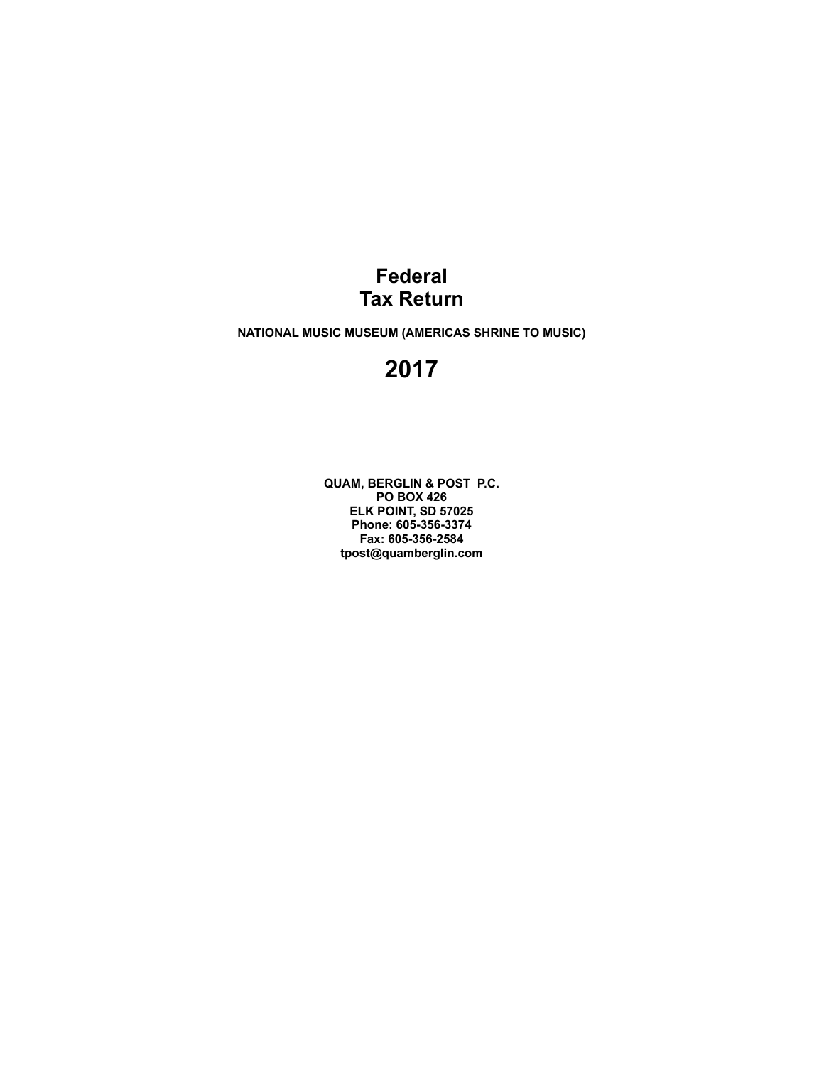# Federal
# Tax Return

**NATIONAL MUSIC MUSEUM (AMERICAS SHRINE TO MUSIC)**

# 2017

**QUAM, BERGLIN & POST P.C.**
**PO BOX 426**
**ELK POINT, SD 57025**
**Phone: 605-356-3374**
**Fax: 605-356-2584**
**tpost@quamberglin.com**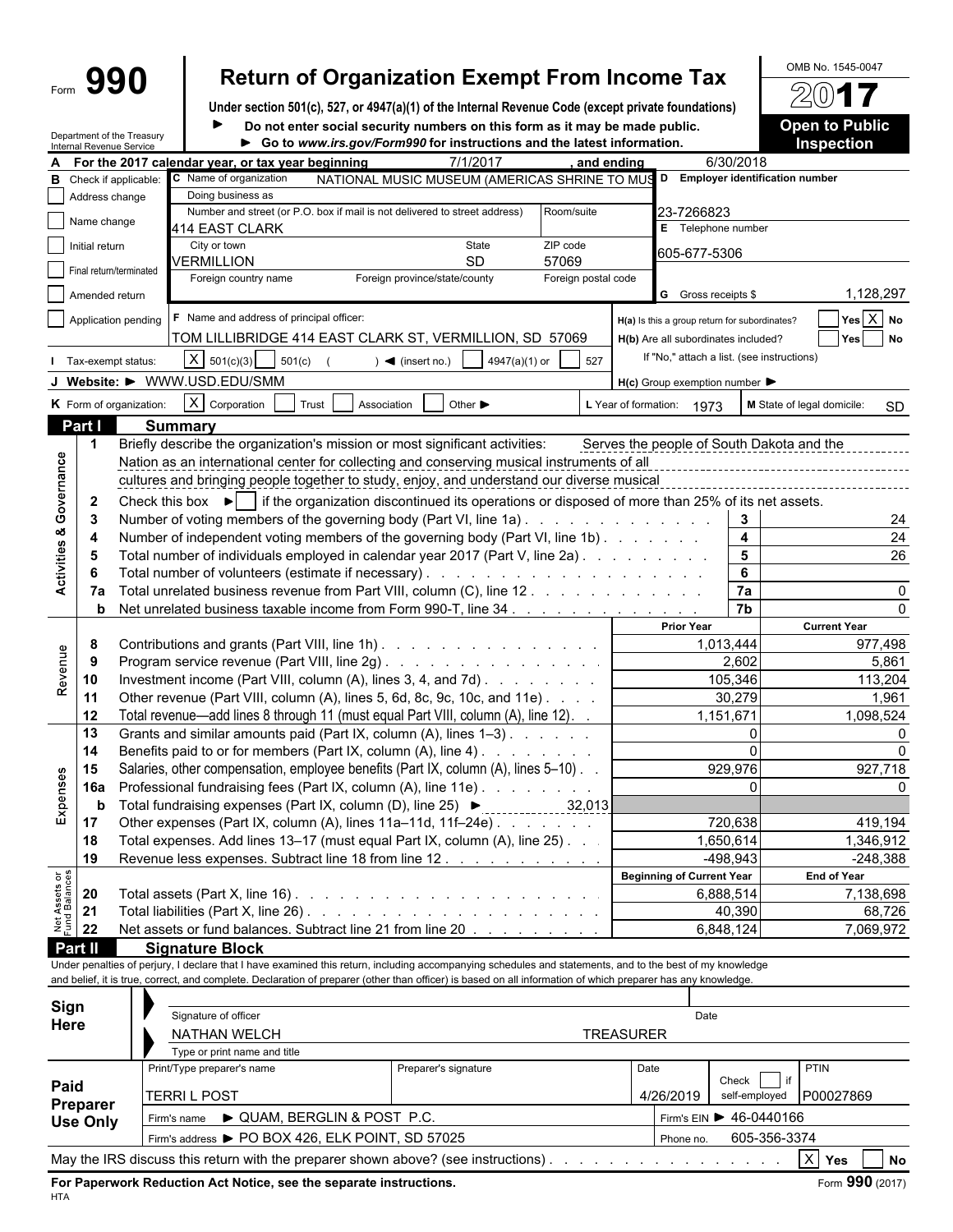Form **990**

# Return of Organization Exempt From Income Tax

**Under section 501(c), 527, or 4947(a)(1) of the Internal Revenue Code (except private foundations)**

► **Do not enter social security numbers on this form as it may be made public.**

► **Go to *www.irs.gov/Form990* for instructions and the latest information.**

Department of the Treasury
Internal Revenue Service

OMB No. 1545-0047

**2017**

**Open to Public Inspection**

**A** For the 2017 calendar year, or tax year beginning 7/1/2017 , and ending 6/30/2018

**B** Check if applicable:
- Address change
- Name change
- Initial return
- Final return/terminated
- Amended return
- Application pending

**C** Name of organization: NATIONAL MUSIC MUSEUM (AMERICAS SHRINE TO MUS

Doing business as

Number and street (or P.O. box if mail is not delivered to street address): 414 EAST CLARK — Room/suite

City or town: VERMILLION — State: SD — ZIP code: 57069

Foreign country name — Foreign province/state/county — Foreign postal code

**D** Employer identification number: 23-7266823

**E** Telephone number: 605-677-5306

**G** Gross receipts $ 1,128,297

**F** Name and address of principal officer: TOM LILLIBRIDGE 414 EAST CLARK ST, VERMILLION, SD 57069

**H(a)** Is this a group return for subordinates? Yes [ ] No [X]

**H(b)** Are all subordinates included? Yes [ ] No [ ]
If "No," attach a list. (see instructions)

**H(c)** Group exemption number ►

**I** Tax-exempt status: [X] 501(c)(3) [ ] 501(c) ( ) ◄ (insert no.) [ ] 4947(a)(1) or [ ] 527

**J** Website: ► WWW.USD.EDU/SMM

**K** Form of organization: [X] Corporation [ ] Trust [ ] Association [ ] Other ►

**L** Year of formation: 1973 **M** State of legal domicile: SD

## Part I Summary

### Activities & Governance

1. Briefly describe the organization's mission or most significant activities: Serves the people of South Dakota and the Nation as an international center for collecting and conserving musical instruments of all cultures and bringing people together to study, enjoy, and understand our diverse musical
2. Check this box ► [ ] if the organization discontinued its operations or disposed of more than 25% of its net assets.

| | | | |
|---|---|---|---|
| 3 | Number of voting members of the governing body (Part VI, line 1a) | 3 | 24 |
| 4 | Number of independent voting members of the governing body (Part VI, line 1b) | 4 | 24 |
| 5 | Total number of individuals employed in calendar year 2017 (Part V, line 2a) | 5 | 26 |
| 6 | Total number of volunteers (estimate if necessary) | 6 | |
| 7a | Total unrelated business revenue from Part VIII, column (C), line 12 | 7a | 0 |
| b | Net unrelated business taxable income from Form 990-T, line 34 | 7b | 0 |

### Revenue

| | | Prior Year | Current Year |
|---|---|---|---|
| 8 | Contributions and grants (Part VIII, line 1h) | 1,013,444 | 977,498 |
| 9 | Program service revenue (Part VIII, line 2g) | 2,602 | 5,861 |
| 10 | Investment income (Part VIII, column (A), lines 3, 4, and 7d) | 105,346 | 113,204 |
| 11 | Other revenue (Part VIII, column (A), lines 5, 6d, 8c, 9c, 10c, and 11e) | 30,279 | 1,961 |
| 12 | Total revenue—add lines 8 through 11 (must equal Part VIII, column (A), line 12) | 1,151,671 | 1,098,524 |

### Expenses

| | | Prior Year | Current Year |
|---|---|---|---|
| 13 | Grants and similar amounts paid (Part IX, column (A), lines 1–3) | 0 | 0 |
| 14 | Benefits paid to or for members (Part IX, column (A), line 4) | 0 | 0 |
| 15 | Salaries, other compensation, employee benefits (Part IX, column (A), lines 5–10) | 929,976 | 927,718 |
| 16a | Professional fundraising fees (Part IX, column (A), line 11e) | 0 | 0 |
| b | Total fundraising expenses (Part IX, column (D), line 25) ► 32,013 | | |
| 17 | Other expenses (Part IX, column (A), lines 11a–11d, 11f–24e) | 720,638 | 419,194 |
| 18 | Total expenses. Add lines 13–17 (must equal Part IX, column (A), line 25) | 1,650,614 | 1,346,912 |
| 19 | Revenue less expenses. Subtract line 18 from line 12 | -498,943 | -248,388 |

### Net Assets or Fund Balances

| | | Beginning of Current Year | End of Year |
|---|---|---|---|
| 20 | Total assets (Part X, line 16) | 6,888,514 | 7,138,698 |
| 21 | Total liabilities (Part X, line 26) | 40,390 | 68,726 |
| 22 | Net assets or fund balances. Subtract line 21 from line 20 | 6,848,124 | 7,069,972 |

## Part II Signature Block

Under penalties of perjury, I declare that I have examined this return, including accompanying schedules and statements, and to the best of my knowledge and belief, it is true, correct, and complete. Declaration of preparer (other than officer) is based on all information of which preparer has any knowledge.

**Sign Here**

Signature of officer — Date

NATHAN WELCH — TREASURER

Type or print name and title

**Paid Preparer Use Only**

| Print/Type preparer's name | Preparer's signature | Date | Check [ ] if self-employed | PTIN |
|---|---|---|---|---|
| TERRI L POST | | 4/26/2019 | | P00027869 |

Firm's name ► QUAM, BERGLIN & POST P.C. — Firm's EIN ► 46-0440166

Firm's address ► PO BOX 426, ELK POINT, SD 57025 — Phone no. 605-356-3374

May the IRS discuss this return with the preparer shown above? (see instructions) [X] Yes [ ] No

**For Paperwork Reduction Act Notice, see the separate instructions.** Form **990** (2017)

HTA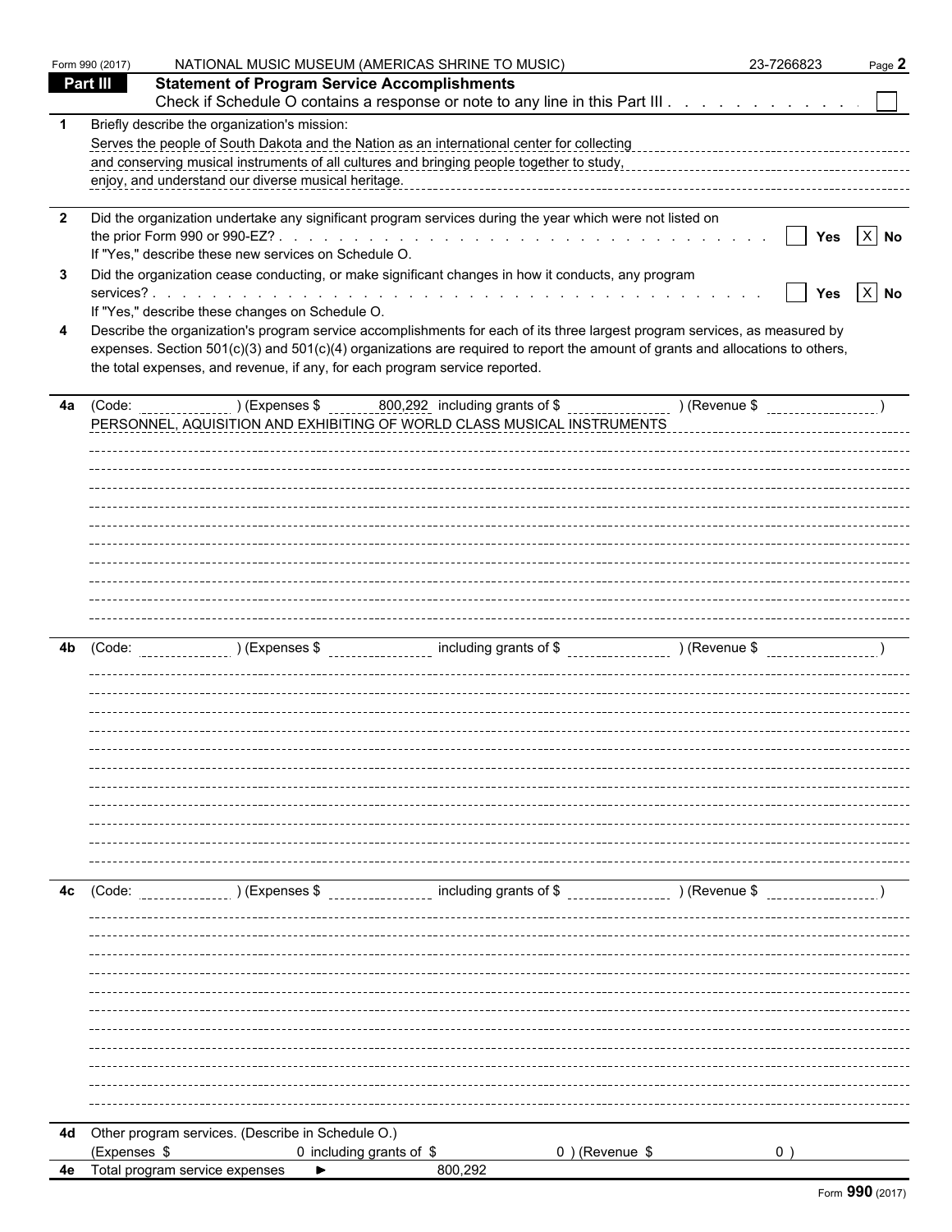Form 990 (2017) NATIONAL MUSIC MUSEUM (AMERICAS SHRINE TO MUSIC) 23-7266823 Page **2**

## Part III Statement of Program Service Accomplishments

Check if Schedule O contains a response or note to any line in this Part III . . . . . . . . . . . . ☐

**1** Briefly describe the organization's mission:

Serves the people of South Dakota and the Nation as an international center for collecting and conserving musical instruments of all cultures and bringing people together to study, enjoy, and understand our diverse musical heritage.

**2** Did the organization undertake any significant program services during the year which were not listed on the prior Form 990 or 990-EZ? . . . . . . . . . . . . . . . . . . . . . . . . . . . . ☐ Yes ☒ No

If "Yes," describe these new services on Schedule O.

**3** Did the organization cease conducting, or make significant changes in how it conducts, any program services? . . . . . . . . . . . . . . . . . . . . . . . . . . . . . . . . . . . ☐ Yes ☒ No

If "Yes," describe these changes on Schedule O.

**4** Describe the organization's program service accomplishments for each of its three largest program services, as measured by expenses. Section 501(c)(3) and 501(c)(4) organizations are required to report the amount of grants and allocations to others, the total expenses, and revenue, if any, for each program service reported.

**4a** (Code: ) (Expenses $ 800,292 including grants of $ ) (Revenue $ )

PERSONNEL, AQUISITION AND EXHIBITING OF WORLD CLASS MUSICAL INSTRUMENTS

**4b** (Code: ) (Expenses $ including grants of $ ) (Revenue $ )

**4c** (Code: ) (Expenses $ including grants of $ ) (Revenue $ )

**4d** Other program services. (Describe in Schedule O.)
(Expenses $ 0 including grants of $ 0 ) (Revenue $ 0 )

**4e** Total program service expenses ► 800,292

Form **990** (2017)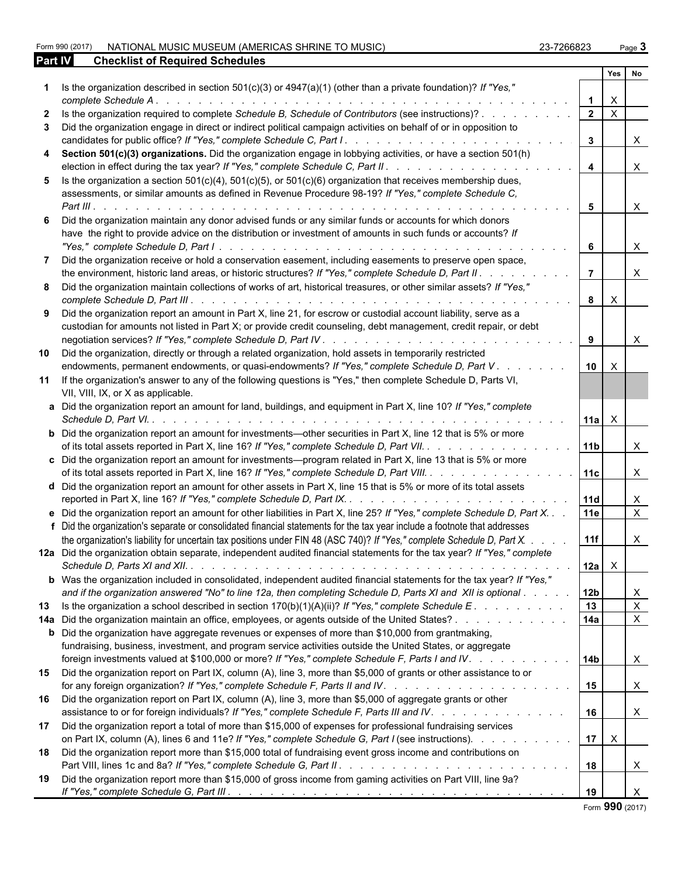Form 990 (2017) NATIONAL MUSIC MUSEUM (AMERICAS SHRINE TO MUSIC) 23-7266823

## Part IV Checklist of Required Schedules

| | | | Yes | No |
|---|---|---|---|---|
| **1** | Is the organization described in section 501(c)(3) or 4947(a)(1) (other than a private foundation)? *If "Yes," complete Schedule A* | 1 | X | |
| **2** | Is the organization required to complete *Schedule B, Schedule of Contributors* (see instructions)? | 2 | X | |
| **3** | Did the organization engage in direct or indirect political campaign activities on behalf of or in opposition to candidates for public office? *If "Yes," complete Schedule C, Part I* | 3 | | X |
| **4** | **Section 501(c)(3) organizations.** Did the organization engage in lobbying activities, or have a section 501(h) election in effect during the tax year? *If "Yes," complete Schedule C, Part II* | 4 | | X |
| **5** | Is the organization a section 501(c)(4), 501(c)(5), or 501(c)(6) organization that receives membership dues, assessments, or similar amounts as defined in Revenue Procedure 98-19? *If "Yes," complete Schedule C, Part III* | 5 | | X |
| **6** | Did the organization maintain any donor advised funds or any similar funds or accounts for which donors have the right to provide advice on the distribution or investment of amounts in such funds or accounts? *If "Yes," complete Schedule D, Part I* | 6 | | X |
| **7** | Did the organization receive or hold a conservation easement, including easements to preserve open space, the environment, historic land areas, or historic structures? *If "Yes," complete Schedule D, Part II* | 7 | | X |
| **8** | Did the organization maintain collections of works of art, historical treasures, or other similar assets? *If "Yes," complete Schedule D, Part III* | 8 | X | |
| **9** | Did the organization report an amount in Part X, line 21, for escrow or custodial account liability, serve as a custodian for amounts not listed in Part X; or provide credit counseling, debt management, credit repair, or debt negotiation services? *If "Yes," complete Schedule D, Part IV* | 9 | | X |
| **10** | Did the organization, directly or through a related organization, hold assets in temporarily restricted endowments, permanent endowments, or quasi-endowments? *If "Yes," complete Schedule D, Part V* | 10 | X | |
| **11** | If the organization's answer to any of the following questions is "Yes," then complete Schedule D, Parts VI, VII, VIII, IX, or X as applicable. | | | |
| **a** | Did the organization report an amount for land, buildings, and equipment in Part X, line 10? *If "Yes," complete Schedule D, Part VI.* | 11a | X | |
| **b** | Did the organization report an amount for investments—other securities in Part X, line 12 that is 5% or more of its total assets reported in Part X, line 16? *If "Yes," complete Schedule D, Part VII.* | 11b | | X |
| **c** | Did the organization report an amount for investments—program related in Part X, line 13 that is 5% or more of its total assets reported in Part X, line 16? *If "Yes," complete Schedule D, Part VIII.* | 11c | | X |
| **d** | Did the organization report an amount for other assets in Part X, line 15 that is 5% or more of its total assets reported in Part X, line 16? *If "Yes," complete Schedule D, Part IX.* | 11d | | X |
| **e** | Did the organization report an amount for other liabilities in Part X, line 25? *If "Yes," complete Schedule D, Part X.* | 11e | | X |
| **f** | Did the organization's separate or consolidated financial statements for the tax year include a footnote that addresses the organization's liability for uncertain tax positions under FIN 48 (ASC 740)? *If "Yes," complete Schedule D, Part X.* | 11f | | X |
| **12a** | Did the organization obtain separate, independent audited financial statements for the tax year? *If "Yes," complete Schedule D, Parts XI and XII.* | 12a | X | |
| **b** | Was the organization included in consolidated, independent audited financial statements for the tax year? *If "Yes," and if the organization answered "No" to line 12a, then completing Schedule D, Parts XI and XII is optional* | 12b | | X |
| **13** | Is the organization a school described in section 170(b)(1)(A)(ii)? *If "Yes," complete Schedule E* | 13 | | X |
| **14a** | Did the organization maintain an office, employees, or agents outside of the United States? | 14a | | X |
| **b** | Did the organization have aggregate revenues or expenses of more than $10,000 from grantmaking, fundraising, business, investment, and program service activities outside the United States, or aggregate foreign investments valued at $100,000 or more? *If "Yes," complete Schedule F, Parts I and IV* | 14b | | X |
| **15** | Did the organization report on Part IX, column (A), line 3, more than $5,000 of grants or other assistance to or for any foreign organization? *If "Yes," complete Schedule F, Parts II and IV* | 15 | | X |
| **16** | Did the organization report on Part IX, column (A), line 3, more than $5,000 of aggregate grants or other assistance to or for foreign individuals? *If "Yes," complete Schedule F, Parts III and IV* | 16 | | X |
| **17** | Did the organization report a total of more than $15,000 of expenses for professional fundraising services on Part IX, column (A), lines 6 and 11e? *If "Yes," complete Schedule G, Part I* (see instructions) | 17 | X | |
| **18** | Did the organization report more than $15,000 total of fundraising event gross income and contributions on Part VIII, lines 1c and 8a? *If "Yes," complete Schedule G, Part II* | 18 | | X |
| **19** | Did the organization report more than $15,000 of gross income from gaming activities on Part VIII, line 9a? *If "Yes," complete Schedule G, Part III* | 19 | | X |

Form **990** (2017)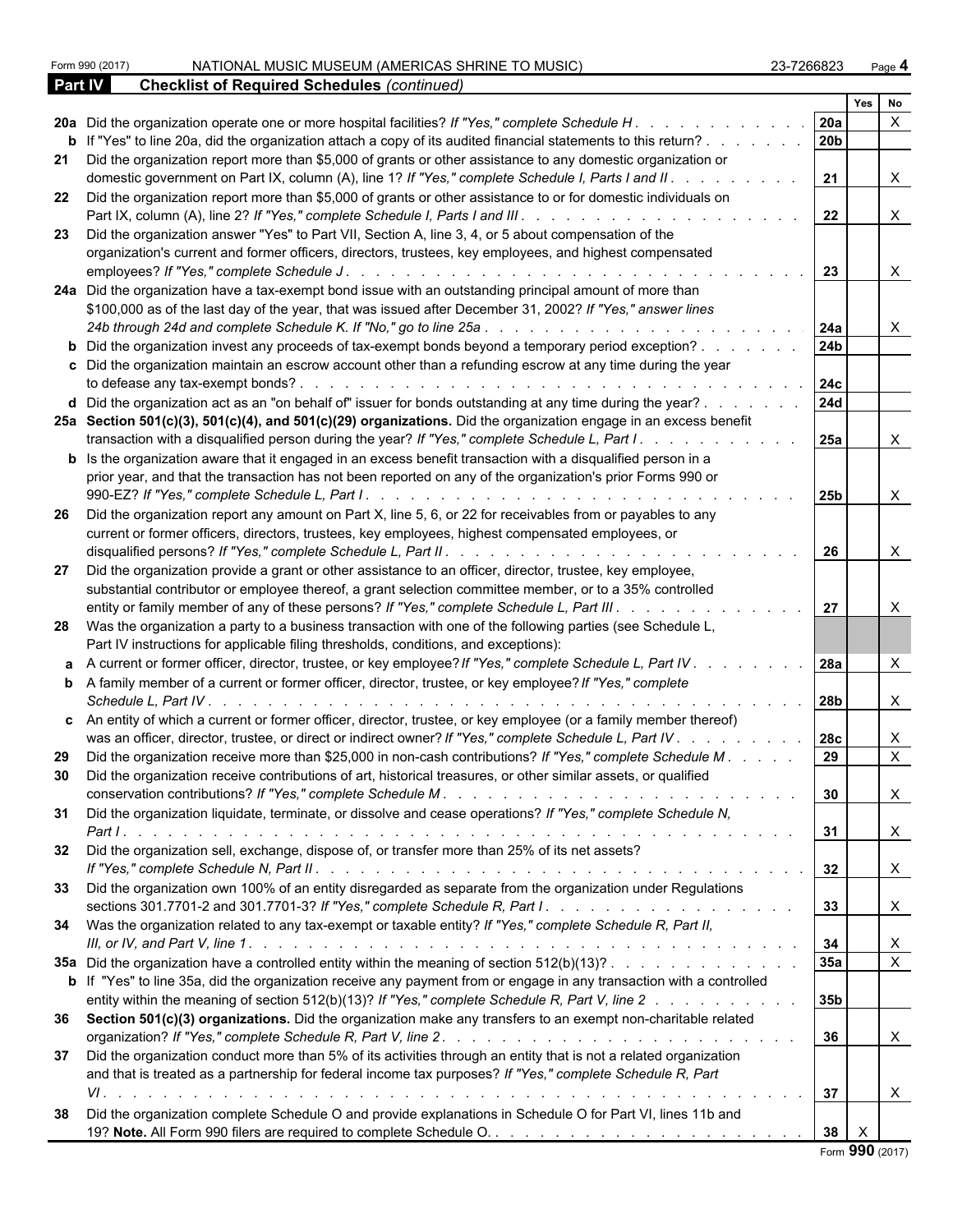Form 990 (2017) NATIONAL MUSIC MUSEUM (AMERICAS SHRINE TO MUSIC) 23-7266823 Page **4**

**Part IV Checklist of Required Schedules** *(continued)*

| | | | Yes | No |
|---|---|---|---|---|
| **20a** | Did the organization operate one or more hospital facilities? *If "Yes," complete Schedule H* | **20a** | | X |
| **b** | If "Yes" to line 20a, did the organization attach a copy of its audited financial statements to this return? | **20b** | | |
| **21** | Did the organization report more than $5,000 of grants or other assistance to any domestic organization or domestic government on Part IX, column (A), line 1? *If "Yes," complete Schedule I, Parts I and II* | **21** | | X |
| **22** | Did the organization report more than $5,000 of grants or other assistance to or for domestic individuals on Part IX, column (A), line 2? *If "Yes," complete Schedule I, Parts I and III* | **22** | | X |
| **23** | Did the organization answer "Yes" to Part VII, Section A, line 3, 4, or 5 about compensation of the organization's current and former officers, directors, trustees, key employees, and highest compensated employees? *If "Yes," complete Schedule J* | **23** | | X |
| **24a** | Did the organization have a tax-exempt bond issue with an outstanding principal amount of more than $100,000 as of the last day of the year, that was issued after December 31, 2002? *If "Yes," answer lines 24b through 24d and complete Schedule K. If "No," go to line 25a* | **24a** | | X |
| **b** | Did the organization invest any proceeds of tax-exempt bonds beyond a temporary period exception? | **24b** | | |
| **c** | Did the organization maintain an escrow account other than a refunding escrow at any time during the year to defease any tax-exempt bonds? | **24c** | | |
| **d** | Did the organization act as an "on behalf of" issuer for bonds outstanding at any time during the year? | **24d** | | |
| **25a** | **Section 501(c)(3), 501(c)(4), and 501(c)(29) organizations.** Did the organization engage in an excess benefit transaction with a disqualified person during the year? *If "Yes," complete Schedule L, Part I* | **25a** | | X |
| **b** | Is the organization aware that it engaged in an excess benefit transaction with a disqualified person in a prior year, and that the transaction has not been reported on any of the organization's prior Forms 990 or 990-EZ? *If "Yes," complete Schedule L, Part I* | **25b** | | X |
| **26** | Did the organization report any amount on Part X, line 5, 6, or 22 for receivables from or payables to any current or former officers, directors, trustees, key employees, highest compensated employees, or disqualified persons? *If "Yes," complete Schedule L, Part II* | **26** | | X |
| **27** | Did the organization provide a grant or other assistance to an officer, director, trustee, key employee, substantial contributor or employee thereof, a grant selection committee member, or to a 35% controlled entity or family member of any of these persons? *If "Yes," complete Schedule L, Part III* | **27** | | X |
| **28** | Was the organization a party to a business transaction with one of the following parties (see Schedule L, Part IV instructions for applicable filing thresholds, conditions, and exceptions): | | | |
| **a** | A current or former officer, director, trustee, or key employee? *If "Yes," complete Schedule L, Part IV* | **28a** | | X |
| **b** | A family member of a current or former officer, director, trustee, or key employee? *If "Yes," complete Schedule L, Part IV* | **28b** | | X |
| **c** | An entity of which a current or former officer, director, trustee, or key employee (or a family member thereof) was an officer, director, trustee, or direct or indirect owner? *If "Yes," complete Schedule L, Part IV* | **28c** | | X |
| **29** | Did the organization receive more than $25,000 in non-cash contributions? *If "Yes," complete Schedule M* | **29** | | X |
| **30** | Did the organization receive contributions of art, historical treasures, or other similar assets, or qualified conservation contributions? *If "Yes," complete Schedule M* | **30** | | X |
| **31** | Did the organization liquidate, terminate, or dissolve and cease operations? *If "Yes," complete Schedule N, Part I* | **31** | | X |
| **32** | Did the organization sell, exchange, dispose of, or transfer more than 25% of its net assets? *If "Yes," complete Schedule N, Part II* | **32** | | X |
| **33** | Did the organization own 100% of an entity disregarded as separate from the organization under Regulations sections 301.7701-2 and 301.7701-3? *If "Yes," complete Schedule R, Part I* | **33** | | X |
| **34** | Was the organization related to any tax-exempt or taxable entity? *If "Yes," complete Schedule R, Part II, III, or IV, and Part V, line 1* | **34** | | X |
| **35a** | Did the organization have a controlled entity within the meaning of section 512(b)(13)? | **35a** | | X |
| **b** | If "Yes" to line 35a, did the organization receive any payment from or engage in any transaction with a controlled entity within the meaning of section 512(b)(13)? *If "Yes," complete Schedule R, Part V, line 2* | **35b** | | |
| **36** | **Section 501(c)(3) organizations.** Did the organization make any transfers to an exempt non-charitable related organization? *If "Yes," complete Schedule R, Part V, line 2* | **36** | | X |
| **37** | Did the organization conduct more than 5% of its activities through an entity that is not a related organization and that is treated as a partnership for federal income tax purposes? *If "Yes," complete Schedule R, Part VI* | **37** | | X |
| **38** | Did the organization complete Schedule O and provide explanations in Schedule O for Part VI, lines 11b and 19? **Note.** All Form 990 filers are required to complete Schedule O. | **38** | X | |

Form **990** (2017)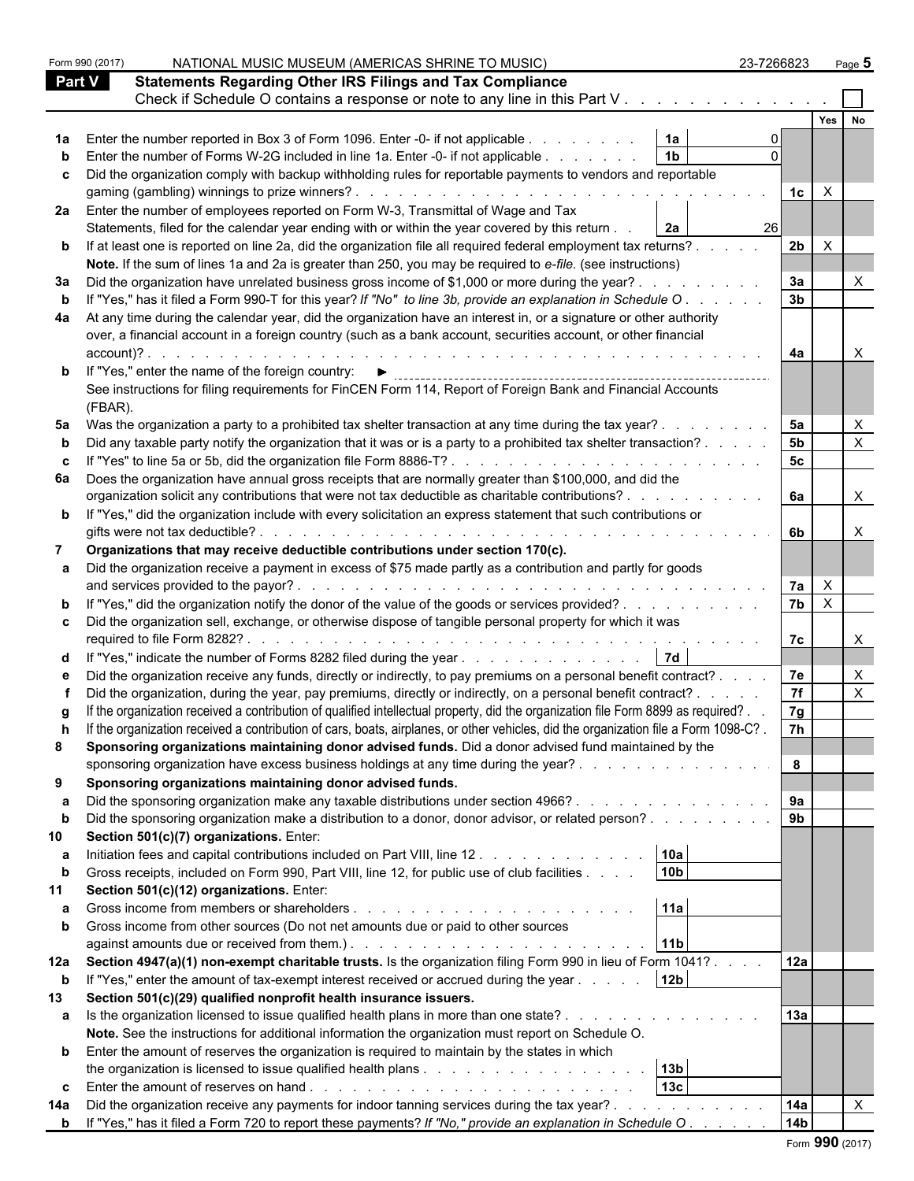Form 990 (2017) NATIONAL MUSIC MUSEUM (AMERICAS SHRINE TO MUSIC) 23-7266823

## Part V Statements Regarding Other IRS Filings and Tax Compliance

Check if Schedule O contains a response or note to any line in this Part V . . . . . . . . . . . . . ☐

| | | | | | Yes | No |
|---|---|---|---|---|---|---|
| **1a** | Enter the number reported in Box 3 of Form 1096. Enter -0- if not applicable . . . . . . . . | **1a** | 0 | | | |
| **b** | Enter the number of Forms W-2G included in line 1a. Enter -0- if not applicable . . . . . . . | **1b** | 0 | | | |
| **c** | Did the organization comply with backup withholding rules for reportable payments to vendors and reportable gaming (gambling) winnings to prize winners? . . . . . . . . . . . . . . . . . . . . . . . . . . | | | **1c** | X | |
| **2a** | Enter the number of employees reported on Form W-3, Transmittal of Wage and Tax Statements, filed for the calendar year ending with or within the year covered by this return . . | **2a** | 26 | | | |
| **b** | If at least one is reported on line 2a, did the organization file all required federal employment tax returns? . . . . . **Note.** If the sum of lines 1a and 2a is greater than 250, you may be required to *e-file.* (see instructions) | | | **2b** | X | |
| **3a** | Did the organization have unrelated business gross income of $1,000 or more during the year? . . . . . . . . . | | | **3a** | | X |
| **b** | If "Yes," has it filed a Form 990-T for this year? *If "No" to line 3b, provide an explanation in Schedule O* . . . . . . | | | **3b** | | |
| **4a** | At any time during the calendar year, did the organization have an interest in, or a signature or other authority over, a financial account in a foreign country (such as a bank account, securities account, or other financial account)? . . . . . . . . . . . . . . . . . . . . . . . . . . . . . . . . . . . . | | | **4a** | | X |
| **b** | If "Yes," enter the name of the foreign country: ► See instructions for filing requirements for FinCEN Form 114, Report of Foreign Bank and Financial Accounts (FBAR). | | | | | |
| **5a** | Was the organization a party to a prohibited tax shelter transaction at any time during the tax year? . . . . . . . . | | | **5a** | | X |
| **b** | Did any taxable party notify the organization that it was or is a party to a prohibited tax shelter transaction? . . . . . | | | **5b** | | X |
| **c** | If "Yes" to line 5a or 5b, did the organization file Form 8886-T? . . . . . . . . . . . . . . . . . . . . . | | | **5c** | | |
| **6a** | Does the organization have annual gross receipts that are normally greater than $100,000, and did the organization solicit any contributions that were not tax deductible as charitable contributions? . . . . . . . . . . | | | **6a** | | X |
| **b** | If "Yes," did the organization include with every solicitation an express statement that such contributions or gifts were not tax deductible? . . . . . . . . . . . . . . . . . . . . . . . . . . . . . . . . . | | | **6b** | | X |
| **7** | **Organizations that may receive deductible contributions under section 170(c).** | | | | | |
| **a** | Did the organization receive a payment in excess of $75 made partly as a contribution and partly for goods and services provided to the payor? . . . . . . . . . . . . . . . . . . . . . . . . . . . . . . | | | **7a** | X | |
| **b** | If "Yes," did the organization notify the donor of the value of the goods or services provided? . . . . . . . . . . | | | **7b** | X | |
| **c** | Did the organization sell, exchange, or otherwise dispose of tangible personal property for which it was required to file Form 8282? . . . . . . . . . . . . . . . . . . . . . . . . . . . . . . . . . . . | | | **7c** | | X |
| **d** | If "Yes," indicate the number of Forms 8282 filed during the year . . . . . . . . . . . . . . | **7d** | | | | |
| **e** | Did the organization receive any funds, directly or indirectly, to pay premiums on a personal benefit contract? . . . . | | | **7e** | | X |
| **f** | Did the organization, during the year, pay premiums, directly or indirectly, on a personal benefit contract? . . . . . | | | **7f** | | X |
| **g** | If the organization received a contribution of qualified intellectual property, did the organization file Form 8899 as required? . . | | | **7g** | | |
| **h** | If the organization received a contribution of cars, boats, airplanes, or other vehicles, did the organization file a Form 1098-C? . | | | **7h** | | |
| **8** | **Sponsoring organizations maintaining donor advised funds.** Did a donor advised fund maintained by the sponsoring organization have excess business holdings at any time during the year? . . . . . . . . . . . . . . | | | **8** | | |
| **9** | **Sponsoring organizations maintaining donor advised funds.** | | | | | |
| **a** | Did the sponsoring organization make any taxable distributions under section 4966? . . . . . . . . . . . . . . | | | **9a** | | |
| **b** | Did the sponsoring organization make a distribution to a donor, donor advisor, or related person? . . . . . . . . . | | | **9b** | | |
| **10** | **Section 501(c)(7) organizations.** Enter: | | | | | |
| **a** | Initiation fees and capital contributions included on Part VIII, line 12 . . . . . . . . . . . . | **10a** | | | | |
| **b** | Gross receipts, included on Form 990, Part VIII, line 12, for public use of club facilities . . . . | **10b** | | | | |
| **11** | **Section 501(c)(12) organizations.** Enter: | | | | | |
| **a** | Gross income from members or shareholders . . . . . . . . . . . . . . . . . . . . . | **11a** | | | | |
| **b** | Gross income from other sources (Do not net amounts due or paid to other sources against amounts due or received from them.) . . . . . . . . . . . . . . . . . . . . . . . | **11b** | | | | |
| **12a** | **Section 4947(a)(1) non-exempt charitable trusts.** Is the organization filing Form 990 in lieu of Form 1041? . . . . | | | **12a** | | |
| **b** | If "Yes," enter the amount of tax-exempt interest received or accrued during the year . . . . . | **12b** | | | | |
| **13** | **Section 501(c)(29) qualified nonprofit health insurance issuers.** | | | | | |
| **a** | Is the organization licensed to issue qualified health plans in more than one state? . . . . . . . . . . . . . . . **Note.** See the instructions for additional information the organization must report on Schedule O. | | | **13a** | | |
| **b** | Enter the amount of reserves the organization is required to maintain by the states in which the organization is licensed to issue qualified health plans . . . . . . . . . . . . . . . . . | **13b** | | | | |
| **c** | Enter the amount of reserves on hand . . . . . . . . . . . . . . . . . . . . . . . . | **13c** | | | | |
| **14a** | Did the organization receive any payments for indoor tanning services during the tax year? . . . . . . . . . . . | | | **14a** | | X |
| **b** | If "Yes," has it filed a Form 720 to report these payments? *If "No," provide an explanation in Schedule O* . . . . . . | | | **14b** | | |

Form **990** (2017)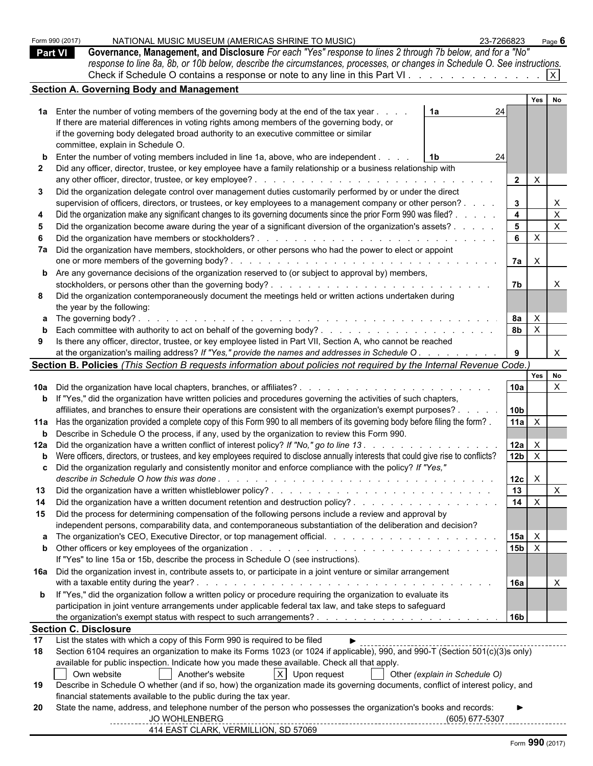Form 990 (2017) NATIONAL MUSIC MUSEUM (AMERICAS SHRINE TO MUSIC) 23-7266823 Page **6**

## Part VI Governance, Management, and Disclosure

*For each "Yes" response to lines 2 through 7b below, and for a "No" response to line 8a, 8b, or 10b below, describe the circumstances, processes, or changes in Schedule O. See instructions.*

Check if Schedule O contains a response or note to any line in this Part VI . . . . . . . . . . . . . [X]

### Section A. Governing Body and Management

| | | | Yes | No |
|---|---|---|---|---|
| **1a** | Enter the number of voting members of the governing body at the end of the tax year . . . . **1a** 24<br>If there are material differences in voting rights among members of the governing body, or if the governing body delegated broad authority to an executive committee or similar committee, explain in Schedule O. | | | |
| **b** | Enter the number of voting members included in line 1a, above, who are independent . . . . **1b** 24 | | | |
| **2** | Did any officer, director, trustee, or key employee have a family relationship or a business relationship with any other officer, director, trustee, or key employee? | 2 | X | |
| **3** | Did the organization delegate control over management duties customarily performed by or under the direct supervision of officers, directors, or trustees, or key employees to a management company or other person? | 3 | | X |
| **4** | Did the organization make any significant changes to its governing documents since the prior Form 990 was filed? | 4 | | X |
| **5** | Did the organization become aware during the year of a significant diversion of the organization's assets? | 5 | | X |
| **6** | Did the organization have members or stockholders? | 6 | X | |
| **7a** | Did the organization have members, stockholders, or other persons who had the power to elect or appoint one or more members of the governing body? | 7a | X | |
| **b** | Are any governance decisions of the organization reserved to (or subject to approval by) members, stockholders, or persons other than the governing body? | 7b | | X |
| **8** | Did the organization contemporaneously document the meetings held or written actions undertaken during the year by the following: | | | |
| **a** | The governing body? | 8a | X | |
| **b** | Each committee with authority to act on behalf of the governing body? | 8b | X | |
| **9** | Is there any officer, director, trustee, or key employee listed in Part VII, Section A, who cannot be reached at the organization's mailing address? *If "Yes," provide the names and addresses in Schedule O* | 9 | | X |

### Section B. Policies *(This Section B requests information about policies not required by the Internal Revenue Code.)*

| | | | Yes | No |
|---|---|---|---|---|
| **10a** | Did the organization have local chapters, branches, or affiliates? | 10a | | X |
| **b** | If "Yes," did the organization have written policies and procedures governing the activities of such chapters, affiliates, and branches to ensure their operations are consistent with the organization's exempt purposes? | 10b | | |
| **11a** | Has the organization provided a complete copy of this Form 990 to all members of its governing body before filing the form? | 11a | X | |
| **b** | Describe in Schedule O the process, if any, used by the organization to review this Form 990. | | | |
| **12a** | Did the organization have a written conflict of interest policy? *If "No," go to line 13* | 12a | X | |
| **b** | Were officers, directors, or trustees, and key employees required to disclose annually interests that could give rise to conflicts? | 12b | X | |
| **c** | Did the organization regularly and consistently monitor and enforce compliance with the policy? *If "Yes," describe in Schedule O how this was done* | 12c | X | |
| **13** | Did the organization have a written whistleblower policy? | 13 | | X |
| **14** | Did the organization have a written document retention and destruction policy? | 14 | X | |
| **15** | Did the process for determining compensation of the following persons include a review and approval by independent persons, comparability data, and contemporaneous substantiation of the deliberation and decision? | | | |
| **a** | The organization's CEO, Executive Director, or top management official. | 15a | X | |
| **b** | Other officers or key employees of the organization<br>If "Yes" to line 15a or 15b, describe the process in Schedule O (see instructions). | 15b | X | |
| **16a** | Did the organization invest in, contribute assets to, or participate in a joint venture or similar arrangement with a taxable entity during the year? | 16a | | X |
| **b** | If "Yes," did the organization follow a written policy or procedure requiring the organization to evaluate its participation in joint venture arrangements under applicable federal tax law, and take steps to safeguard the organization's exempt status with respect to such arrangements? | 16b | | |

### Section C. Disclosure

**17** List the states with which a copy of this Form 990 is required to be filed ►

**18** Section 6104 requires an organization to make its Forms 1023 (or 1024 if applicable), 990, and 990-T (Section 501(c)(3)s only) available for public inspection. Indicate how you made these available. Check all that apply.

[ ] Own website [ ] Another's website [X] Upon request [ ] Other *(explain in Schedule O)*

**19** Describe in Schedule O whether (and if so, how) the organization made its governing documents, conflict of interest policy, and financial statements available to the public during the tax year.

**20** State the name, address, and telephone number of the person who possesses the organization's books and records: ►

JO WOHLENBERG (605) 677-5307
414 EAST CLARK, VERMILLION, SD 57069

Form **990** (2017)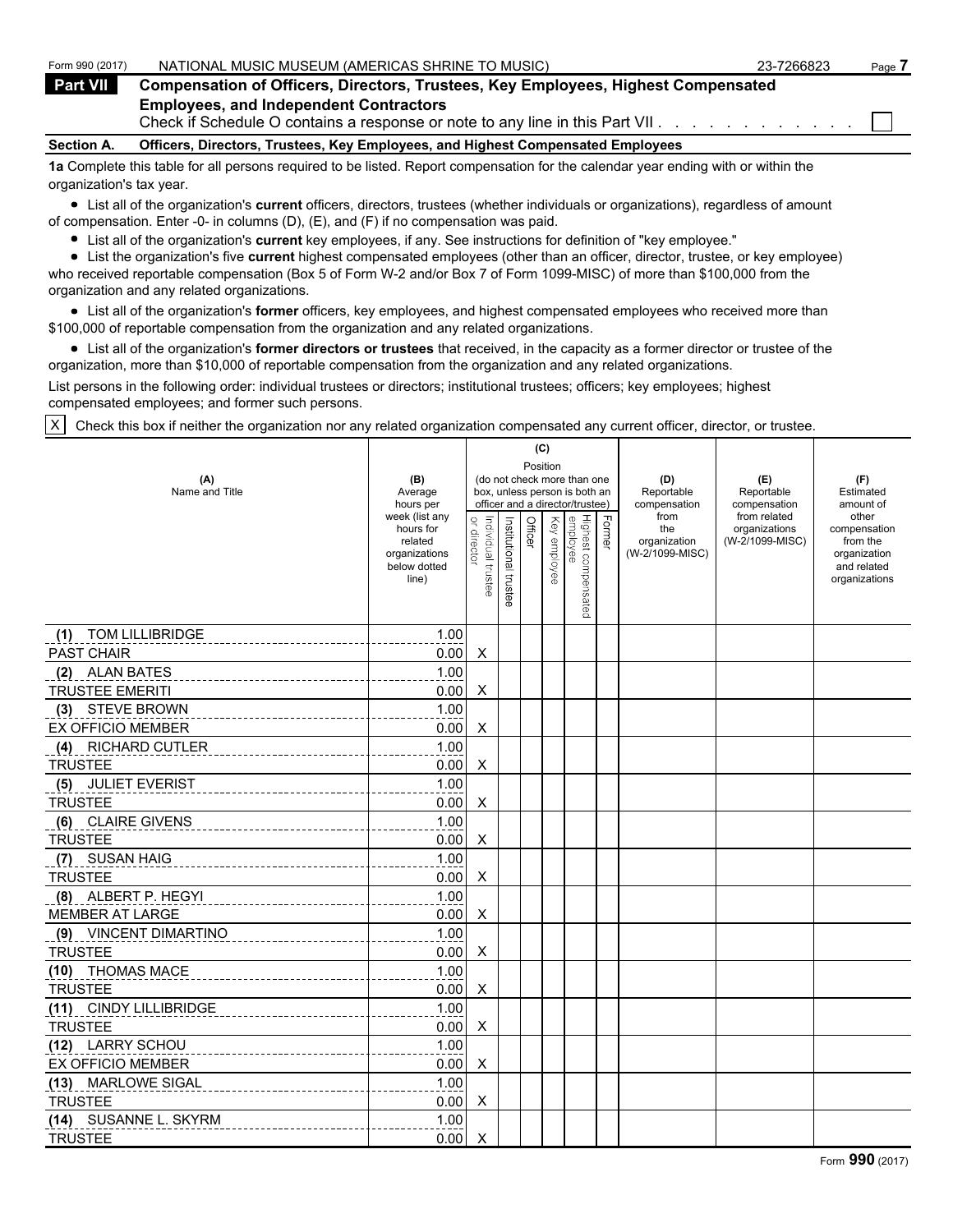Form 990 (2017) NATIONAL MUSIC MUSEUM (AMERICAS SHRINE TO MUSIC) 23-7266823

**Part VII** **Compensation of Officers, Directors, Trustees, Key Employees, Highest Compensated Employees, and Independent Contractors**

Check if Schedule O contains a response or note to any line in this Part VII . . . . . . . . . . . . . ☐

**Section A. Officers, Directors, Trustees, Key Employees, and Highest Compensated Employees**

**1a** Complete this table for all persons required to be listed. Report compensation for the calendar year ending with or within the organization's tax year.

- List all of the organization's **current** officers, directors, trustees (whether individuals or organizations), regardless of amount of compensation. Enter -0- in columns (D), (E), and (F) if no compensation was paid.
- List all of the organization's **current** key employees, if any. See instructions for definition of "key employee."
- List the organization's five **current** highest compensated employees (other than an officer, director, trustee, or key employee) who received reportable compensation (Box 5 of Form W-2 and/or Box 7 of Form 1099-MISC) of more than $100,000 from the organization and any related organizations.
- List all of the organization's **former** officers, key employees, and highest compensated employees who received more than $100,000 of reportable compensation from the organization and any related organizations.
- List all of the organization's **former directors or trustees** that received, in the capacity as a former director or trustee of the organization, more than $10,000 of reportable compensation from the organization and any related organizations.

List persons in the following order: individual trustees or directors; institutional trustees; officers; key employees; highest compensated employees; and former such persons.

☒ Check this box if neither the organization nor any related organization compensated any current officer, director, or trustee.

| (A) Name and Title | (B) Average hours per week (list any hours for related organizations below dotted line) | (C) Position (do not check more than one box, unless person is both an officer and a director/trustee): Individual trustee or director | Institutional trustee | Officer | Key employee | Highest compensated employee | Former | (D) Reportable compensation from the organization (W-2/1099-MISC) | (E) Reportable compensation from related organizations (W-2/1099-MISC) | (F) Estimated amount of other compensation from the organization and related organizations |
|---|---|---|---|---|---|---|---|---|---|---|
| (1) TOM LILLIBRIDGE<br>PAST CHAIR | 1.00<br>0.00 | X | | | | | | | | |
| (2) ALAN BATES<br>TRUSTEE EMERITI | 1.00<br>0.00 | X | | | | | | | | |
| (3) STEVE BROWN<br>EX OFFICIO MEMBER | 1.00<br>0.00 | X | | | | | | | | |
| (4) RICHARD CUTLER<br>TRUSTEE | 1.00<br>0.00 | X | | | | | | | | |
| (5) JULIET EVERIST<br>TRUSTEE | 1.00<br>0.00 | X | | | | | | | | |
| (6) CLAIRE GIVENS<br>TRUSTEE | 1.00<br>0.00 | X | | | | | | | | |
| (7) SUSAN HAIG<br>TRUSTEE | 1.00<br>0.00 | X | | | | | | | | |
| (8) ALBERT P. HEGYI<br>MEMBER AT LARGE | 1.00<br>0.00 | X | | | | | | | | |
| (9) VINCENT DIMARTINO<br>TRUSTEE | 1.00<br>0.00 | X | | | | | | | | |
| (10) THOMAS MACE<br>TRUSTEE | 1.00<br>0.00 | X | | | | | | | | |
| (11) CINDY LILLIBRIDGE<br>TRUSTEE | 1.00<br>0.00 | X | | | | | | | | |
| (12) LARRY SCHOU<br>EX OFFICIO MEMBER | 1.00<br>0.00 | X | | | | | | | | |
| (13) MARLOWE SIGAL<br>TRUSTEE | 1.00<br>0.00 | X | | | | | | | | |
| (14) SUSANNE L. SKYRM<br>TRUSTEE | 1.00<br>0.00 | X | | | | | | | | |

Form **990** (2017)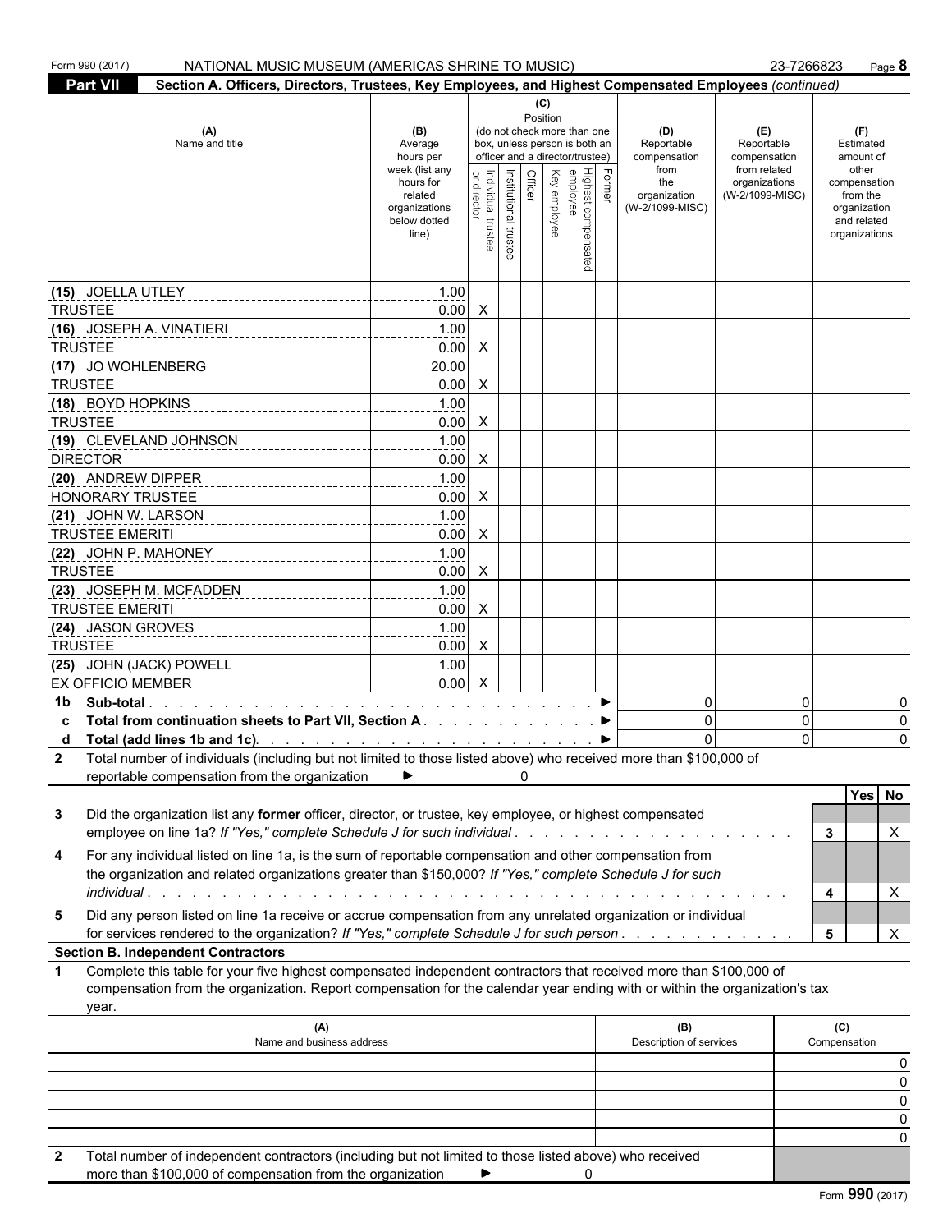Form 990 (2017) NATIONAL MUSIC MUSEUM (AMERICAS SHRINE TO MUSIC) 23-7266823 Page **8**

**Part VII** **Section A. Officers, Directors, Trustees, Key Employees, and Highest Compensated Employees** *(continued)*

| (A) Name and title | (B) Average hours per week (list any hours for related organizations below dotted line) | (C) Position (do not check more than one box, unless person is both an officer and a director/trustee) Individual trustee or director | Institutional trustee | Officer | Key employee | Highest compensated employee | Former | (D) Reportable compensation from the organization (W-2/1099-MISC) | (E) Reportable compensation from related organizations (W-2/1099-MISC) | (F) Estimated amount of other compensation from the organization and related organizations |
|---|---|---|---|---|---|---|---|---|---|---|
| (15) JOELLA UTLEY<br>TRUSTEE | 1.00<br>0.00 | X | | | | | | | | |
| (16) JOSEPH A. VINATIERI<br>TRUSTEE | 1.00<br>0.00 | X | | | | | | | | |
| (17) JO WOHLENBERG<br>TRUSTEE | 20.00<br>0.00 | X | | | | | | | | |
| (18) BOYD HOPKINS<br>TRUSTEE | 1.00<br>0.00 | X | | | | | | | | |
| (19) CLEVELAND JOHNSON<br>DIRECTOR | 1.00<br>0.00 | X | | | | | | | | |
| (20) ANDREW DIPPER<br>HONORARY TRUSTEE | 1.00<br>0.00 | X | | | | | | | | |
| (21) JOHN W. LARSON<br>TRUSTEE EMERITI | 1.00<br>0.00 | X | | | | | | | | |
| (22) JOHN P. MAHONEY<br>TRUSTEE | 1.00<br>0.00 | X | | | | | | | | |
| (23) JOSEPH M. MCFADDEN<br>TRUSTEE EMERITI | 1.00<br>0.00 | X | | | | | | | | |
| (24) JASON GROVES<br>TRUSTEE | 1.00<br>0.00 | X | | | | | | | | |
| (25) JOHN (JACK) POWELL<br>EX OFFICIO MEMBER | 1.00<br>0.00 | X | | | | | | | | |
| **1b Sub-total** ► | | | | | | | | 0 | 0 | 0 |
| **c Total from continuation sheets to Part VII, Section A** ► | | | | | | | | 0 | 0 | 0 |
| **d Total (add lines 1b and 1c)** ► | | | | | | | | 0 | 0 | 0 |

**2** Total number of individuals (including but not limited to those listed above) who received more than $100,000 of reportable compensation from the organization ► 0

| | | | Yes | No |
|---|---|---|---|---|
| **3** | Did the organization list any **former** officer, director, or trustee, key employee, or highest compensated employee on line 1a? *If "Yes," complete Schedule J for such individual* | 3 | | X |
| **4** | For any individual listed on line 1a, is the sum of reportable compensation and other compensation from the organization and related organizations greater than $150,000? *If "Yes," complete Schedule J for such individual* | 4 | | X |
| **5** | Did any person listed on line 1a receive or accrue compensation from any unrelated organization or individual for services rendered to the organization? *If "Yes," complete Schedule J for such person* | 5 | | X |

**Section B. Independent Contractors**

**1** Complete this table for your five highest compensated independent contractors that received more than $100,000 of compensation from the organization. Report compensation for the calendar year ending with or within the organization's tax year.

| (A) Name and business address | (B) Description of services | (C) Compensation |
|---|---|---|
| | | 0 |
| | | 0 |
| | | 0 |
| | | 0 |
| | | 0 |

**2** Total number of independent contractors (including but not limited to those listed above) who received more than $100,000 of compensation from the organization ► 0

Form **990** (2017)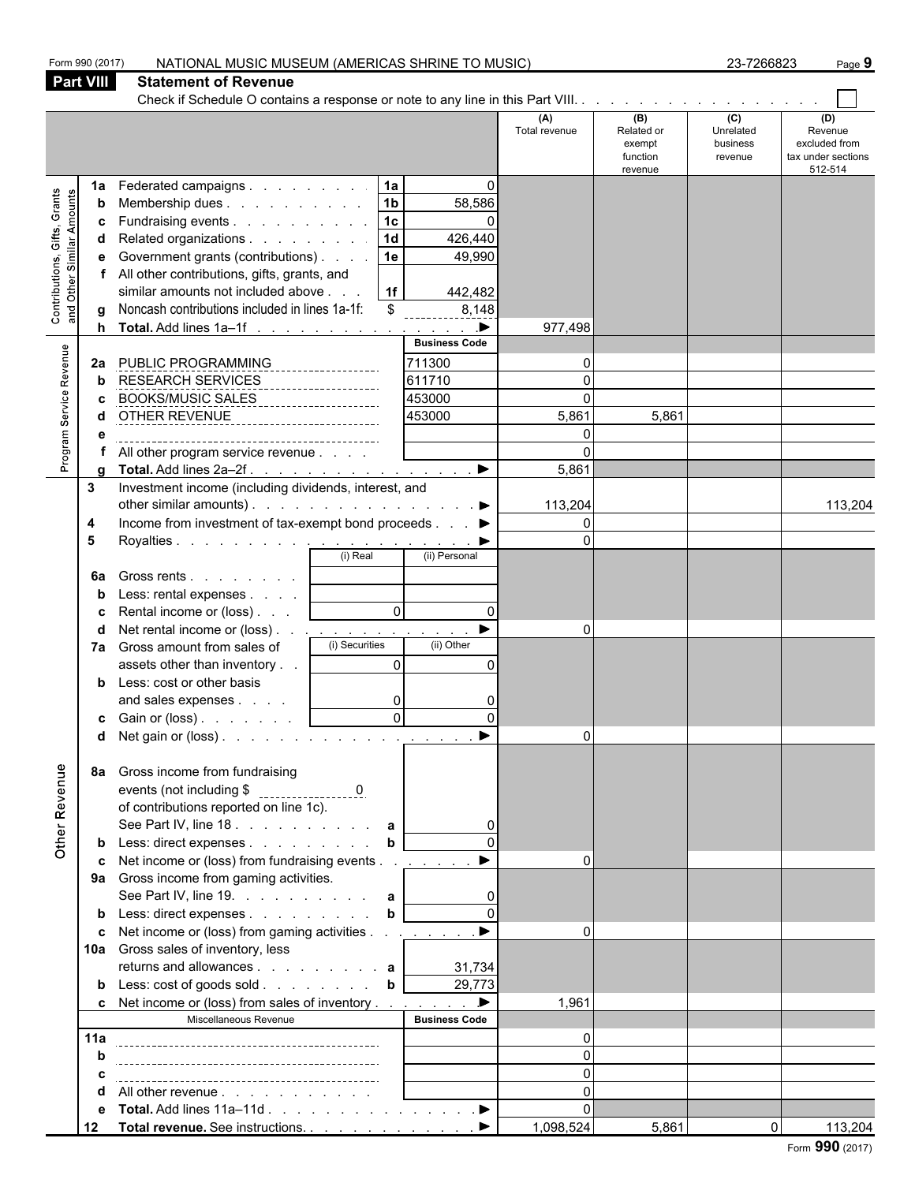Form 990 (2017) NATIONAL MUSIC MUSEUM (AMERICAS SHRINE TO MUSIC) 23-7266823

## Part VIII Statement of Revenue

Check if Schedule O contains a response or note to any line in this Part VIII. . . . . . . . . . . . . . . . . . . ☐

| | | | | (A) Total revenue | (B) Related or exempt function revenue | (C) Unrelated business revenue | (D) Revenue excluded from tax under sections 512-514 |
|---|---|---|---|---|---|---|---|
| **Contributions, Gifts, Grants and Other Similar Amounts** | **1a** Federated campaigns | 1a | 0 | | | | |
| | **b** Membership dues | 1b | 58,586 | | | | |
| | **c** Fundraising events | 1c | 0 | | | | |
| | **d** Related organizations | 1d | 426,440 | | | | |
| | **e** Government grants (contributions) | 1e | 49,990 | | | | |
| | **f** All other contributions, gifts, grants, and similar amounts not included above | 1f | 442,482 | | | | |
| | **g** Noncash contributions included in lines 1a-1f: | $ | 8,148 | | | | |
| | **h** **Total.** Add lines 1a–1f ▶ | | | 977,498 | | | |
| **Program Service Revenue** | | | **Business Code** | | | | |
| | **2a** PUBLIC PROGRAMMING | | 711300 | 0 | | | |
| | **b** RESEARCH SERVICES | | 611710 | 0 | | | |
| | **c** BOOKS/MUSIC SALES | | 453000 | 0 | | | |
| | **d** OTHER REVENUE | | 453000 | 5,861 | 5,861 | | |
| | **e** | | | 0 | | | |
| | **f** All other program service revenue | | | 0 | | | |
| | **g** **Total.** Add lines 2a–2f ▶ | | | 5,861 | | | |
| **Other Revenue** | **3** Investment income (including dividends, interest, and other similar amounts) ▶ | | | 113,204 | | | 113,204 |
| | **4** Income from investment of tax-exempt bond proceeds ▶ | | | 0 | | | |
| | **5** Royalties ▶ | | | 0 | | | |
| | | (i) Real | (ii) Personal | | | | |
| | **6a** Gross rents | | | | | | |
| | **b** Less: rental expenses | | | | | | |
| | **c** Rental income or (loss) | 0 | 0 | | | | |
| | **d** Net rental income or (loss) ▶ | | | 0 | | | |
| | **7a** Gross amount from sales of assets other than inventory | (i) Securities 0 | (ii) Other 0 | | | | |
| | **b** Less: cost or other basis and sales expenses | 0 | 0 | | | | |
| | **c** Gain or (loss) | 0 | 0 | | | | |
| | **d** Net gain or (loss) ▶ | | | 0 | | | |
| | **8a** Gross income from fundraising events (not including $ 0 of contributions reported on line 1c). See Part IV, line 18 | a | 0 | | | | |
| | **b** Less: direct expenses | b | 0 | | | | |
| | **c** Net income or (loss) from fundraising events ▶ | | | 0 | | | |
| | **9a** Gross income from gaming activities. See Part IV, line 19. | a | 0 | | | | |
| | **b** Less: direct expenses | b | 0 | | | | |
| | **c** Net income or (loss) from gaming activities ▶ | | | 0 | | | |
| | **10a** Gross sales of inventory, less returns and allowances | a | 31,734 | | | | |
| | **b** Less: cost of goods sold | b | 29,773 | | | | |
| | **c** Net income or (loss) from sales of inventory ▶ | | | 1,961 | | | |
| | Miscellaneous Revenue | | **Business Code** | | | | |
| | **11a** | | | 0 | | | |
| | **b** | | | 0 | | | |
| | **c** | | | 0 | | | |
| | **d** All other revenue | | | 0 | | | |
| | **e** **Total.** Add lines 11a–11d ▶ | | | 0 | | | |
| | **12** **Total revenue.** See instructions. ▶ | | | 1,098,524 | 5,861 | 0 | 113,204 |

Form **990** (2017)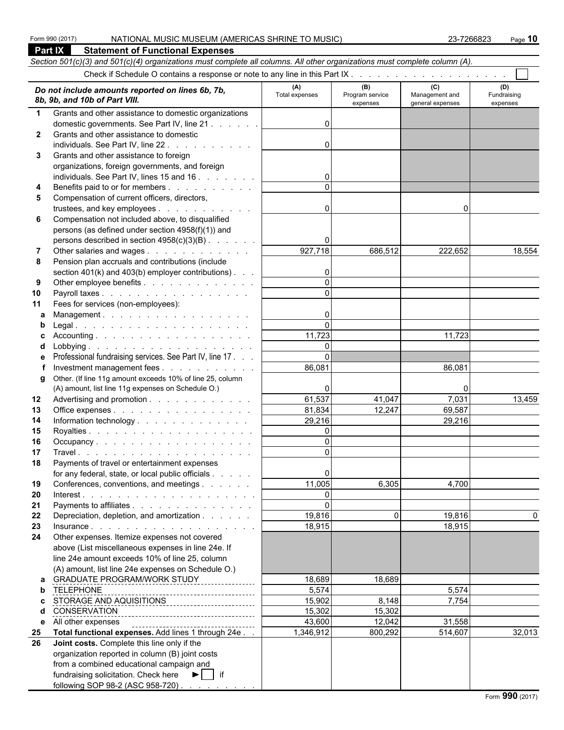Form 990 (2017) NATIONAL MUSIC MUSEUM (AMERICAS SHRINE TO MUSIC) 23-7266823 Page **10**

## Part IX Statement of Functional Expenses

*Section 501(c)(3) and 501(c)(4) organizations must complete all columns. All other organizations must complete column (A).*

Check if Schedule O contains a response or note to any line in this Part IX . . . . . . . . . . . . . . . . . . . . ☐

| | *Do not include amounts reported on lines 6b, 7b, 8b, 9b, and 10b of Part VIII.* | (A) Total expenses | (B) Program service expenses | (C) Management and general expenses | (D) Fundraising expenses |
|---|---|---|---|---|---|
| 1 | Grants and other assistance to domestic organizations domestic governments. See Part IV, line 21 | 0 | | | |
| 2 | Grants and other assistance to domestic individuals. See Part IV, line 22 | 0 | | | |
| 3 | Grants and other assistance to foreign organizations, foreign governments, and foreign individuals. See Part IV, lines 15 and 16 | 0 | | | |
| 4 | Benefits paid to or for members | 0 | | | |
| 5 | Compensation of current officers, directors, trustees, and key employees | 0 | | 0 | |
| 6 | Compensation not included above, to disqualified persons (as defined under section 4958(f)(1)) and persons described in section 4958(c)(3)(B) | 0 | | | |
| 7 | Other salaries and wages | 927,718 | 686,512 | 222,652 | 18,554 |
| 8 | Pension plan accruals and contributions (include section 401(k) and 403(b) employer contributions) | 0 | | | |
| 9 | Other employee benefits | 0 | | | |
| 10 | Payroll taxes | 0 | | | |
| 11 | Fees for services (non-employees): | | | | |
| a | Management | 0 | | | |
| b | Legal | 0 | | | |
| c | Accounting | 11,723 | | 11,723 | |
| d | Lobbying | 0 | | | |
| e | Professional fundraising services. See Part IV, line 17 | 0 | | | |
| f | Investment management fees | 86,081 | | 86,081 | |
| g | Other. (If line 11g amount exceeds 10% of line 25, column (A) amount, list line 11g expenses on Schedule O.) | 0 | | 0 | |
| 12 | Advertising and promotion | 61,537 | 41,047 | 7,031 | 13,459 |
| 13 | Office expenses | 81,834 | 12,247 | 69,587 | |
| 14 | Information technology | 29,216 | | 29,216 | |
| 15 | Royalties | 0 | | | |
| 16 | Occupancy | 0 | | | |
| 17 | Travel | 0 | | | |
| 18 | Payments of travel or entertainment expenses for any federal, state, or local public officials | 0 | | | |
| 19 | Conferences, conventions, and meetings | 11,005 | 6,305 | 4,700 | |
| 20 | Interest | 0 | | | |
| 21 | Payments to affiliates | 0 | | | |
| 22 | Depreciation, depletion, and amortization | 19,816 | 0 | 19,816 | 0 |
| 23 | Insurance | 18,915 | | 18,915 | |
| 24 | Other expenses. Itemize expenses not covered above (List miscellaneous expenses in line 24e. If line 24e amount exceeds 10% of line 25, column (A) amount, list line 24e expenses on Schedule O.) | | | | |
| a | GRADUATE PROGRAM/WORK STUDY | 18,689 | 18,689 | | |
| b | TELEPHONE | 5,574 | | 5,574 | |
| c | STORAGE AND AQUISITIONS | 15,902 | 8,148 | 7,754 | |
| d | CONSERVATION | 15,302 | 15,302 | | |
| e | All other expenses | 43,600 | 12,042 | 31,558 | |
| 25 | **Total functional expenses.** Add lines 1 through 24e | 1,346,912 | 800,292 | 514,607 | 32,013 |
| 26 | **Joint costs.** Complete this line only if the organization reported in column (B) joint costs from a combined educational campaign and fundraising solicitation. Check here ► ☐ if following SOP 98-2 (ASC 958-720) | | | | |

Form **990** (2017)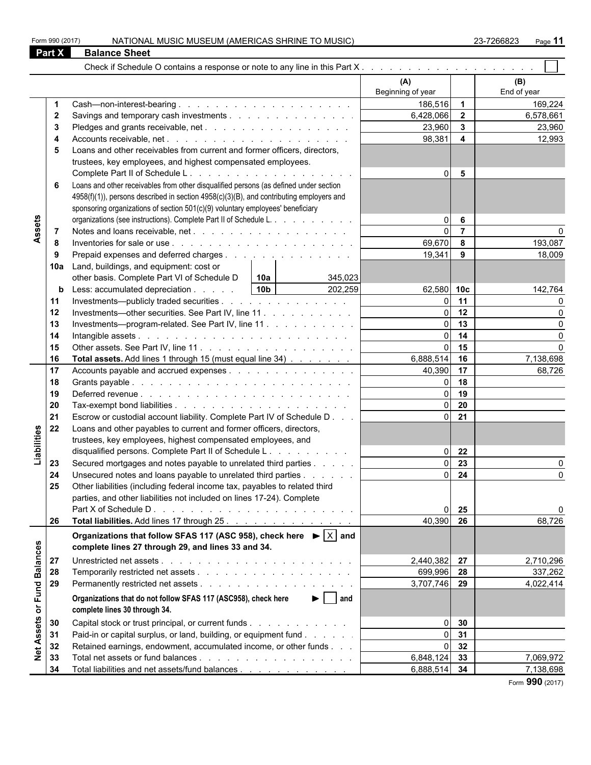Form 990 (2017) NATIONAL MUSIC MUSEUM (AMERICAS SHRINE TO MUSIC) 23-7266823 Page **11**

## Part X Balance Sheet

Check if Schedule O contains a response or note to any line in this Part X . . . . . . . . . . . . . . . . . . . . ☐

| | | | (A) Beginning of year | | (B) End of year |
|---|---|---|---|---|---|
| **Assets** | 1 | Cash—non-interest-bearing | 186,516 | 1 | 169,224 |
| | 2 | Savings and temporary cash investments | 6,428,066 | 2 | 6,578,661 |
| | 3 | Pledges and grants receivable, net | 23,960 | 3 | 23,960 |
| | 4 | Accounts receivable, net | 98,381 | 4 | 12,993 |
| | 5 | Loans and other receivables from current and former officers, directors, trustees, key employees, and highest compensated employees. Complete Part II of Schedule L | 0 | 5 | |
| | 6 | Loans and other receivables from other disqualified persons (as defined under section 4958(f)(1)), persons described in section 4958(c)(3)(B), and contributing employers and sponsoring organizations of section 501(c)(9) voluntary employees' beneficiary organizations (see instructions). Complete Part II of Schedule L | 0 | 6 | |
| | 7 | Notes and loans receivable, net | 0 | 7 | 0 |
| | 8 | Inventories for sale or use | 69,670 | 8 | 193,087 |
| | 9 | Prepaid expenses and deferred charges | 19,341 | 9 | 18,009 |
| | 10a | Land, buildings, and equipment: cost or other basis. Complete Part VI of Schedule D — 10a: 345,023 | | | |
| | b | Less: accumulated depreciation — 10b: 202,259 | 62,580 | 10c | 142,764 |
| | 11 | Investments—publicly traded securities | 0 | 11 | 0 |
| | 12 | Investments—other securities. See Part IV, line 11 | 0 | 12 | 0 |
| | 13 | Investments—program-related. See Part IV, line 11 | 0 | 13 | 0 |
| | 14 | Intangible assets | 0 | 14 | 0 |
| | 15 | Other assets. See Part IV, line 11 | 0 | 15 | 0 |
| | 16 | **Total assets.** Add lines 1 through 15 (must equal line 34) | 6,888,514 | 16 | 7,138,698 |
| **Liabilities** | 17 | Accounts payable and accrued expenses | 40,390 | 17 | 68,726 |
| | 18 | Grants payable | 0 | 18 | |
| | 19 | Deferred revenue | 0 | 19 | |
| | 20 | Tax-exempt bond liabilities | 0 | 20 | |
| | 21 | Escrow or custodial account liability. Complete Part IV of Schedule D | 0 | 21 | |
| | 22 | Loans and other payables to current and former officers, directors, trustees, key employees, highest compensated employees, and disqualified persons. Complete Part II of Schedule L | 0 | 22 | |
| | 23 | Secured mortgages and notes payable to unrelated third parties | 0 | 23 | 0 |
| | 24 | Unsecured notes and loans payable to unrelated third parties | 0 | 24 | 0 |
| | 25 | Other liabilities (including federal income tax, payables to related third parties, and other liabilities not included on lines 17-24). Complete Part X of Schedule D | 0 | 25 | 0 |
| | 26 | **Total liabilities.** Add lines 17 through 25 | 40,390 | 26 | 68,726 |
| **Net Assets or Fund Balances** | | **Organizations that follow SFAS 117 (ASC 958), check here ► ☒ and complete lines 27 through 29, and lines 33 and 34.** | | | |
| | 27 | Unrestricted net assets | 2,440,382 | 27 | 2,710,296 |
| | 28 | Temporarily restricted net assets | 699,996 | 28 | 337,262 |
| | 29 | Permanently restricted net assets | 3,707,746 | 29 | 4,022,414 |
| | | **Organizations that do not follow SFAS 117 (ASC958), check here ► ☐ and complete lines 30 through 34.** | | | |
| | 30 | Capital stock or trust principal, or current funds | 0 | 30 | |
| | 31 | Paid-in or capital surplus, or land, building, or equipment fund | 0 | 31 | |
| | 32 | Retained earnings, endowment, accumulated income, or other funds | 0 | 32 | |
| | 33 | Total net assets or fund balances | 6,848,124 | 33 | 7,069,972 |
| | 34 | Total liabilities and net assets/fund balances | 6,888,514 | 34 | 7,138,698 |

Form **990** (2017)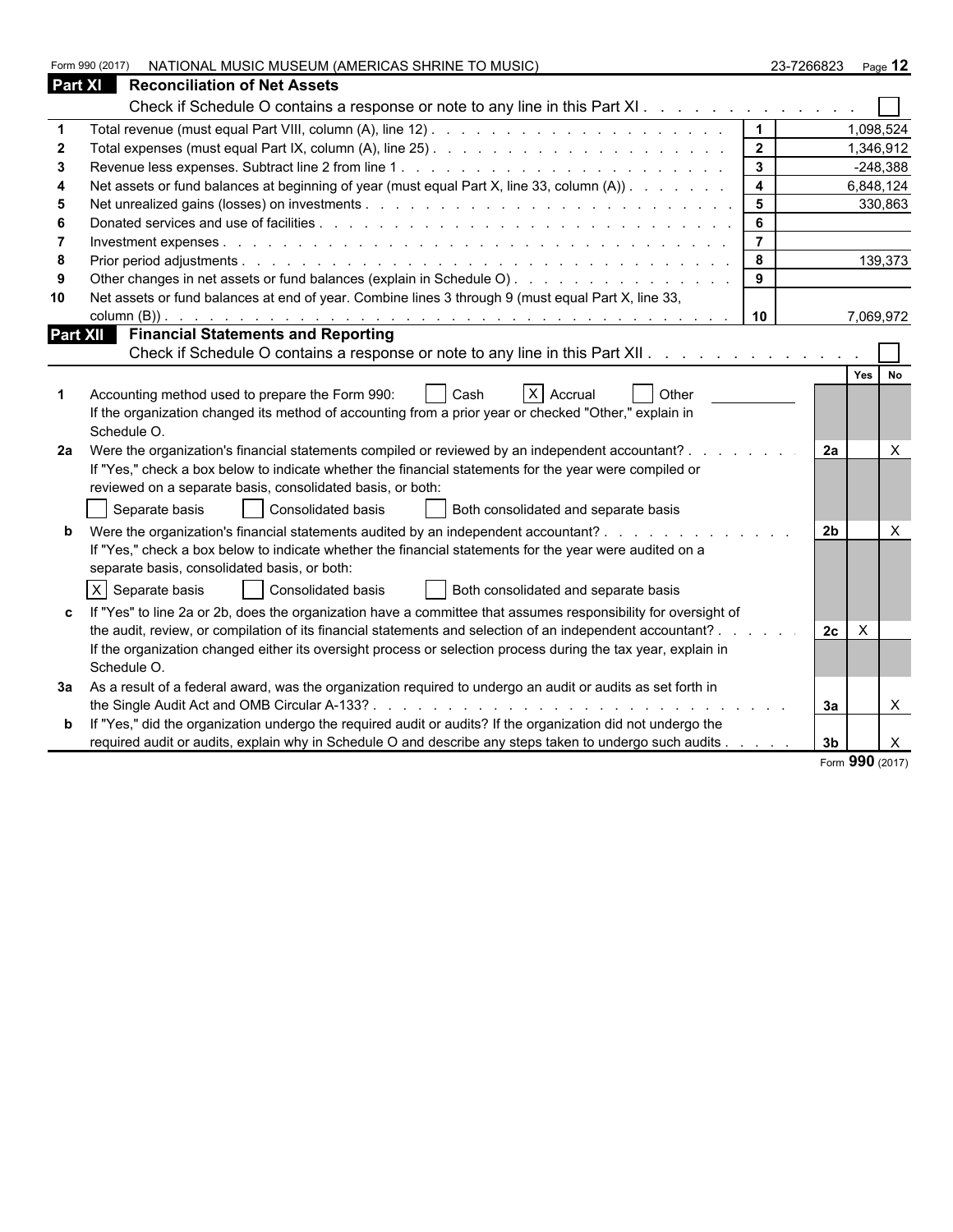Form 990 (2017) NATIONAL MUSIC MUSEUM (AMERICAS SHRINE TO MUSIC) 23-7266823 Page **12**

## Part XI Reconciliation of Net Assets

Check if Schedule O contains a response or note to any line in this Part XI . . . . . . . . . . . . . ☐

| | | | |
|---|---|---|---|
| 1 | Total revenue (must equal Part VIII, column (A), line 12) | 1 | 1,098,524 |
| 2 | Total expenses (must equal Part IX, column (A), line 25) | 2 | 1,346,912 |
| 3 | Revenue less expenses. Subtract line 2 from line 1 | 3 | -248,388 |
| 4 | Net assets or fund balances at beginning of year (must equal Part X, line 33, column (A)) | 4 | 6,848,124 |
| 5 | Net unrealized gains (losses) on investments | 5 | 330,863 |
| 6 | Donated services and use of facilities | 6 | |
| 7 | Investment expenses | 7 | |
| 8 | Prior period adjustments | 8 | 139,373 |
| 9 | Other changes in net assets or fund balances (explain in Schedule O) | 9 | |
| 10 | Net assets or fund balances at end of year. Combine lines 3 through 9 (must equal Part X, line 33, column (B)) | 10 | 7,069,972 |

## Part XII Financial Statements and Reporting

Check if Schedule O contains a response or note to any line in this Part XII . . . . . . . . . . . . . ☐

| | | | Yes | No |
|---|---|---|---|---|
| 1 | Accounting method used to prepare the Form 990: ☐ Cash ☒ Accrual ☐ Other<br>If the organization changed its method of accounting from a prior year or checked "Other," explain in Schedule O. | | | |
| 2a | Were the organization's financial statements compiled or reviewed by an independent accountant?<br>If "Yes," check a box below to indicate whether the financial statements for the year were compiled or reviewed on a separate basis, consolidated basis, or both:<br>☐ Separate basis ☐ Consolidated basis ☐ Both consolidated and separate basis | 2a | | X |
| b | Were the organization's financial statements audited by an independent accountant?<br>If "Yes," check a box below to indicate whether the financial statements for the year were audited on a separate basis, consolidated basis, or both:<br>☒ Separate basis ☐ Consolidated basis ☐ Both consolidated and separate basis | 2b | | X |
| c | If "Yes" to line 2a or 2b, does the organization have a committee that assumes responsibility for oversight of the audit, review, or compilation of its financial statements and selection of an independent accountant?<br>If the organization changed either its oversight process or selection process during the tax year, explain in Schedule O. | 2c | X | |
| 3a | As a result of a federal award, was the organization required to undergo an audit or audits as set forth in the Single Audit Act and OMB Circular A-133? | 3a | | X |
| b | If "Yes," did the organization undergo the required audit or audits? If the organization did not undergo the required audit or audits, explain why in Schedule O and describe any steps taken to undergo such audits | 3b | | X |

Form **990** (2017)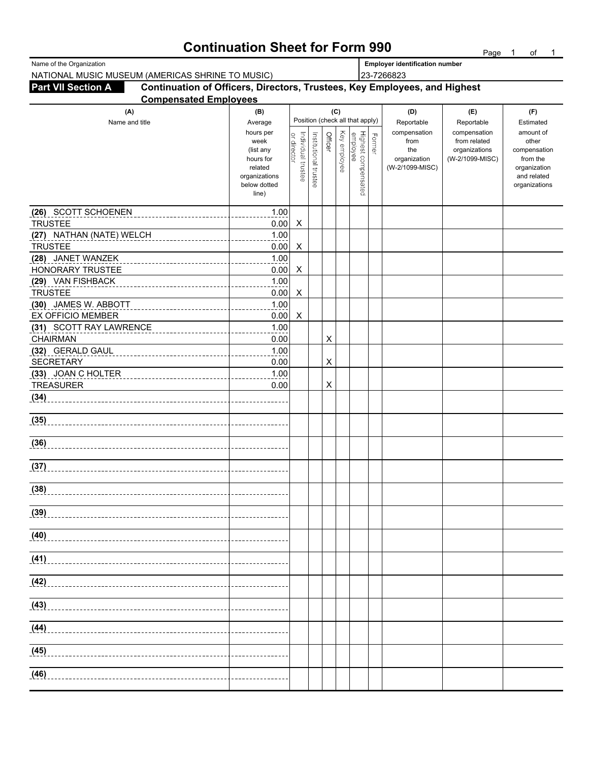# Continuation Sheet for Form 990

| Name of the Organization | Employer identification number |
|---|---|
| NATIONAL MUSIC MUSEUM (AMERICAS SHRINE TO MUSIC) | 23-7266823 |

**Part VII Section A** **Continuation of Officers, Directors, Trustees, Key Employees, and Highest Compensated Employees**

| (A) Name and title | (B) Average hours per week (list any hours for related organizations below dotted line) | (C) Position (check all that apply) | | | | | | (D) Reportable compensation from the organization (W-2/1099-MISC) | (E) Reportable compensation from related organizations (W-2/1099-MISC) | (F) Estimated amount of other compensation from the organization and related organizations |
|---|---|---|---|---|---|---|---|---|---|---|
| | | Individual trustee or director | Institutional trustee | Officer | Key employee | Highest compensated employee | Former | | | |
| (26) SCOTT SCHOENEN<br>TRUSTEE | 1.00<br>0.00 | X | | | | | | | | |
| (27) NATHAN (NATE) WELCH<br>TRUSTEE | 1.00<br>0.00 | X | | | | | | | | |
| (28) JANET WANZEK<br>HONORARY TRUSTEE | 1.00<br>0.00 | X | | | | | | | | |
| (29) VAN FISHBACK<br>TRUSTEE | 1.00<br>0.00 | X | | | | | | | | |
| (30) JAMES W. ABBOTT<br>EX OFFICIO MEMBER | 1.00<br>0.00 | X | | | | | | | | |
| (31) SCOTT RAY LAWRENCE<br>CHAIRMAN | 1.00<br>0.00 | | | X | | | | | | |
| (32) GERALD GAUL<br>SECRETARY | 1.00<br>0.00 | | | X | | | | | | |
| (33) JOAN C HOLTER<br>TREASURER | 1.00<br>0.00 | | | X | | | | | | |
| (34) | | | | | | | | | | |
| (35) | | | | | | | | | | |
| (36) | | | | | | | | | | |
| (37) | | | | | | | | | | |
| (38) | | | | | | | | | | |
| (39) | | | | | | | | | | |
| (40) | | | | | | | | | | |
| (41) | | | | | | | | | | |
| (42) | | | | | | | | | | |
| (43) | | | | | | | | | | |
| (44) | | | | | | | | | | |
| (45) | | | | | | | | | | |
| (46) | | | | | | | | | | |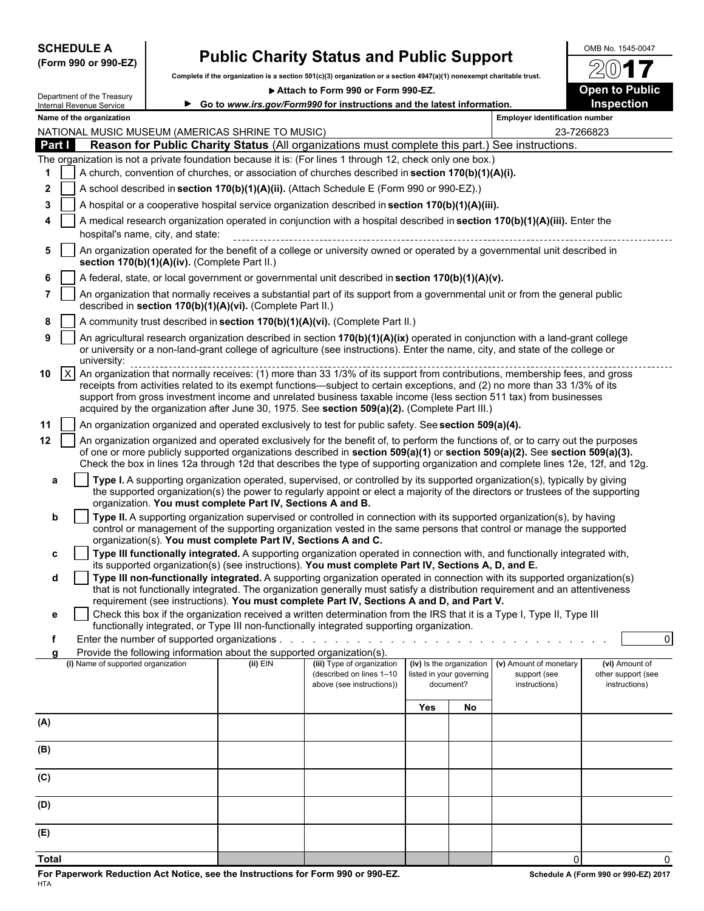**SCHEDULE A**
**(Form 990 or 990-EZ)**

Department of the Treasury
Internal Revenue Service

# Public Charity Status and Public Support

**Complete if the organization is a section 501(c)(3) organization or a section 4947(a)(1) nonexempt charitable trust.**

▶ **Attach to Form 990 or Form 990-EZ.**

▶ **Go to *www.irs.gov/Form990* for instructions and the latest information.**

OMB No. 1545-0047

**2017**

**Open to Public Inspection**

**Name of the organization**
NATIONAL MUSIC MUSEUM (AMERICAS SHRINE TO MUSIC)

**Employer identification number**
23-7266823

## Part I Reason for Public Charity Status (All organizations must complete this part.) See instructions.

The organization is not a private foundation because it is: (For lines 1 through 12, check only one box.)

1. [ ] A church, convention of churches, or association of churches described in **section 170(b)(1)(A)(i).**
2. [ ] A school described in **section 170(b)(1)(A)(ii).** (Attach Schedule E (Form 990 or 990-EZ).)
3. [ ] A hospital or a cooperative hospital service organization described in **section 170(b)(1)(A)(iii).**
4. [ ] A medical research organization operated in conjunction with a hospital described in **section 170(b)(1)(A)(iii).** Enter the hospital's name, city, and state:
5. [ ] An organization operated for the benefit of a college or university owned or operated by a governmental unit described in **section 170(b)(1)(A)(iv).** (Complete Part II.)
6. [ ] A federal, state, or local government or governmental unit described in **section 170(b)(1)(A)(v).**
7. [ ] An organization that normally receives a substantial part of its support from a governmental unit or from the general public described in **section 170(b)(1)(A)(vi).** (Complete Part II.)
8. [ ] A community trust described in **section 170(b)(1)(A)(vi).** (Complete Part II.)
9. [ ] An agricultural research organization described in section **170(b)(1)(A)(ix)** operated in conjunction with a land-grant college or university or a non-land-grant college of agriculture (see instructions). Enter the name, city, and state of the college or university:
10. [X] An organization that normally receives: (1) more than 33 1/3% of its support from contributions, membership fees, and gross receipts from activities related to its exempt functions—subject to certain exceptions, and (2) no more than 33 1/3% of its support from gross investment income and unrelated business taxable income (less section 511 tax) from businesses acquired by the organization after June 30, 1975. See **section 509(a)(2).** (Complete Part III.)
11. [ ] An organization organized and operated exclusively to test for public safety. See **section 509(a)(4).**
12. [ ] An organization organized and operated exclusively for the benefit of, to perform the functions of, or to carry out the purposes of one or more publicly supported organizations described in **section 509(a)(1)** or **section 509(a)(2).** See **section 509(a)(3).** Check the box in lines 12a through 12d that describes the type of supporting organization and complete lines 12e, 12f, and 12g.

   a. [ ] **Type I.** A supporting organization operated, supervised, or controlled by its supported organization(s), typically by giving the supported organization(s) the power to regularly appoint or elect a majority of the directors or trustees of the supporting organization. **You must complete Part IV, Sections A and B.**

   b. [ ] **Type II.** A supporting organization supervised or controlled in connection with its supported organization(s), by having control or management of the supporting organization vested in the same persons that control or manage the supported organization(s). **You must complete Part IV, Sections A and C.**

   c. [ ] **Type III functionally integrated.** A supporting organization operated in connection with, and functionally integrated with, its supported organization(s) (see instructions). **You must complete Part IV, Sections A, D, and E.**

   d. [ ] **Type III non-functionally integrated.** A supporting organization operated in connection with its supported organization(s) that is not functionally integrated. The organization generally must satisfy a distribution requirement and an attentiveness requirement (see instructions). **You must complete Part IV, Sections A and D, and Part V.**

   e. [ ] Check this box if the organization received a written determination from the IRS that it is a Type I, Type II, Type III functionally integrated, or Type III non-functionally integrated supporting organization.

   f. Enter the number of supported organizations . . . . . . 0

   g. Provide the following information about the supported organization(s).

| (i) Name of supported organization | (ii) EIN | (iii) Type of organization (described on lines 1–10 above (see instructions)) | (iv) Is the organization listed in your governing document? | | (v) Amount of monetary support (see instructions) | (vi) Amount of other support (see instructions) |
|---|---|---|---|---|---|---|
| | | | Yes | No | | |
| (A) | | | | | | |
| (B) | | | | | | |
| (C) | | | | | | |
| (D) | | | | | | |
| (E) | | | | | | |
| Total | | | | | 0 | 0 |

**For Paperwork Reduction Act Notice, see the Instructions for Form 990 or 990-EZ.**
HTA

**Schedule A (Form 990 or 990-EZ) 2017**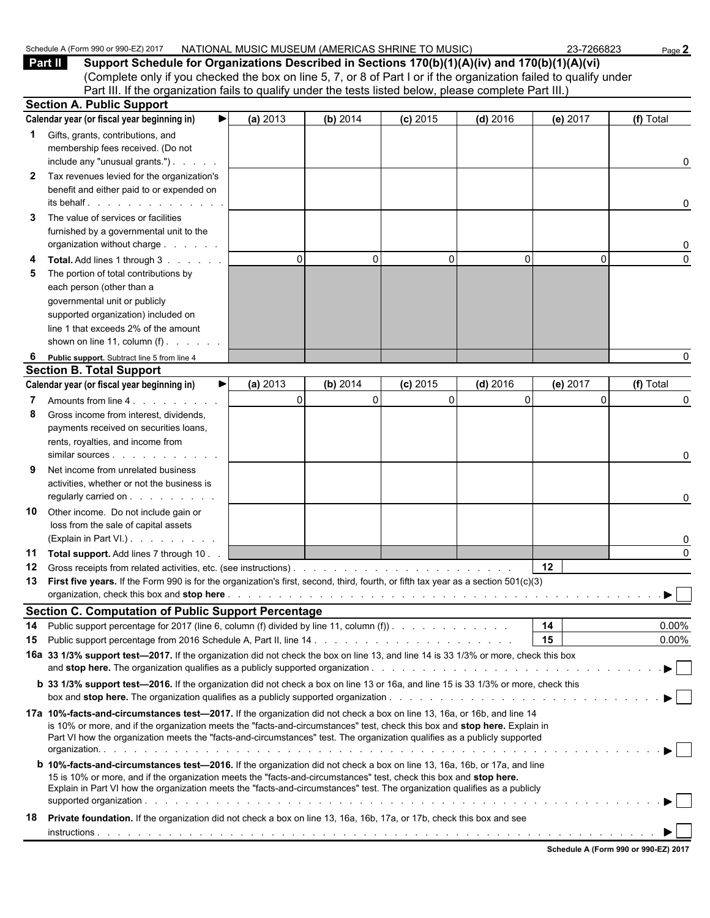Schedule A (Form 990 or 990-EZ) 2017 NATIONAL MUSIC MUSEUM (AMERICAS SHRINE TO MUSIC) 23-7266823

**Part II** **Support Schedule for Organizations Described in Sections 170(b)(1)(A)(iv) and 170(b)(1)(A)(vi)**
(Complete only if you checked the box on line 5, 7, or 8 of Part I or if the organization failed to qualify under Part III. If the organization fails to qualify under the tests listed below, please complete Part III.)

**Section A. Public Support**

| Calendar year (or fiscal year beginning in) ▶ | (a) 2013 | (b) 2014 | (c) 2015 | (d) 2016 | (e) 2017 | (f) Total |
|---|---|---|---|---|---|---|
| **1** Gifts, grants, contributions, and membership fees received. (Do not include any "unusual grants.") | | | | | | 0 |
| **2** Tax revenues levied for the organization's benefit and either paid to or expended on its behalf | | | | | | 0 |
| **3** The value of services or facilities furnished by a governmental unit to the organization without charge | | | | | | 0 |
| **4** **Total.** Add lines 1 through 3 | 0 | 0 | 0 | 0 | 0 | 0 |
| **5** The portion of total contributions by each person (other than a governmental unit or publicly supported organization) included on line 1 that exceeds 2% of the amount shown on line 11, column (f) | | | | | | |
| **6** **Public support.** Subtract line 5 from line 4 | | | | | | 0 |

**Section B. Total Support**

| Calendar year (or fiscal year beginning in) ▶ | (a) 2013 | (b) 2014 | (c) 2015 | (d) 2016 | (e) 2017 | (f) Total |
|---|---|---|---|---|---|---|
| **7** Amounts from line 4 | 0 | 0 | 0 | 0 | 0 | 0 |
| **8** Gross income from interest, dividends, payments received on securities loans, rents, royalties, and income from similar sources | | | | | | 0 |
| **9** Net income from unrelated business activities, whether or not the business is regularly carried on | | | | | | 0 |
| **10** Other income. Do not include gain or loss from the sale of capital assets (Explain in Part VI.) | | | | | | 0 |
| **11** **Total support.** Add lines 7 through 10 | | | | | | 0 |

**12** Gross receipts from related activities, etc. (see instructions) **12**

**13** **First five years.** If the Form 990 is for the organization's first, second, third, fourth, or fifth tax year as a section 501(c)(3) organization, check this box and **stop here** ▶ ☐

**Section C. Computation of Public Support Percentage**

**14** Public support percentage for 2017 (line 6, column (f) divided by line 11, column (f)) **14** 0.00%

**15** Public support percentage from 2016 Schedule A, Part II, line 14 **15** 0.00%

**16a** **33 1/3% support test—2017.** If the organization did not check the box on line 13, and line 14 is 33 1/3% or more, check this box and **stop here.** The organization qualifies as a publicly supported organization ▶ ☐

**b** **33 1/3% support test—2016.** If the organization did not check a box on line 13 or 16a, and line 15 is 33 1/3% or more, check this box and **stop here.** The organization qualifies as a publicly supported organization ▶ ☐

**17a** **10%-facts-and-circumstances test—2017.** If the organization did not check a box on line 13, 16a, or 16b, and line 14 is 10% or more, and if the organization meets the "facts-and-circumstances" test, check this box and **stop here.** Explain in Part VI how the organization meets the "facts-and-circumstances" test. The organization qualifies as a publicly supported organization. ▶ ☐

**b** **10%-facts-and-circumstances test—2016.** If the organization did not check a box on line 13, 16a, 16b, or 17a, and line 15 is 10% or more, and if the organization meets the "facts-and-circumstances" test, check this box and **stop here.** Explain in Part VI how the organization meets the "facts-and-circumstances" test. The organization qualifies as a publicly supported organization ▶ ☐

**18** **Private foundation.** If the organization did not check a box on line 13, 16a, 16b, 17a, or 17b, check this box and see instructions ▶ ☐

**Schedule A (Form 990 or 990-EZ) 2017**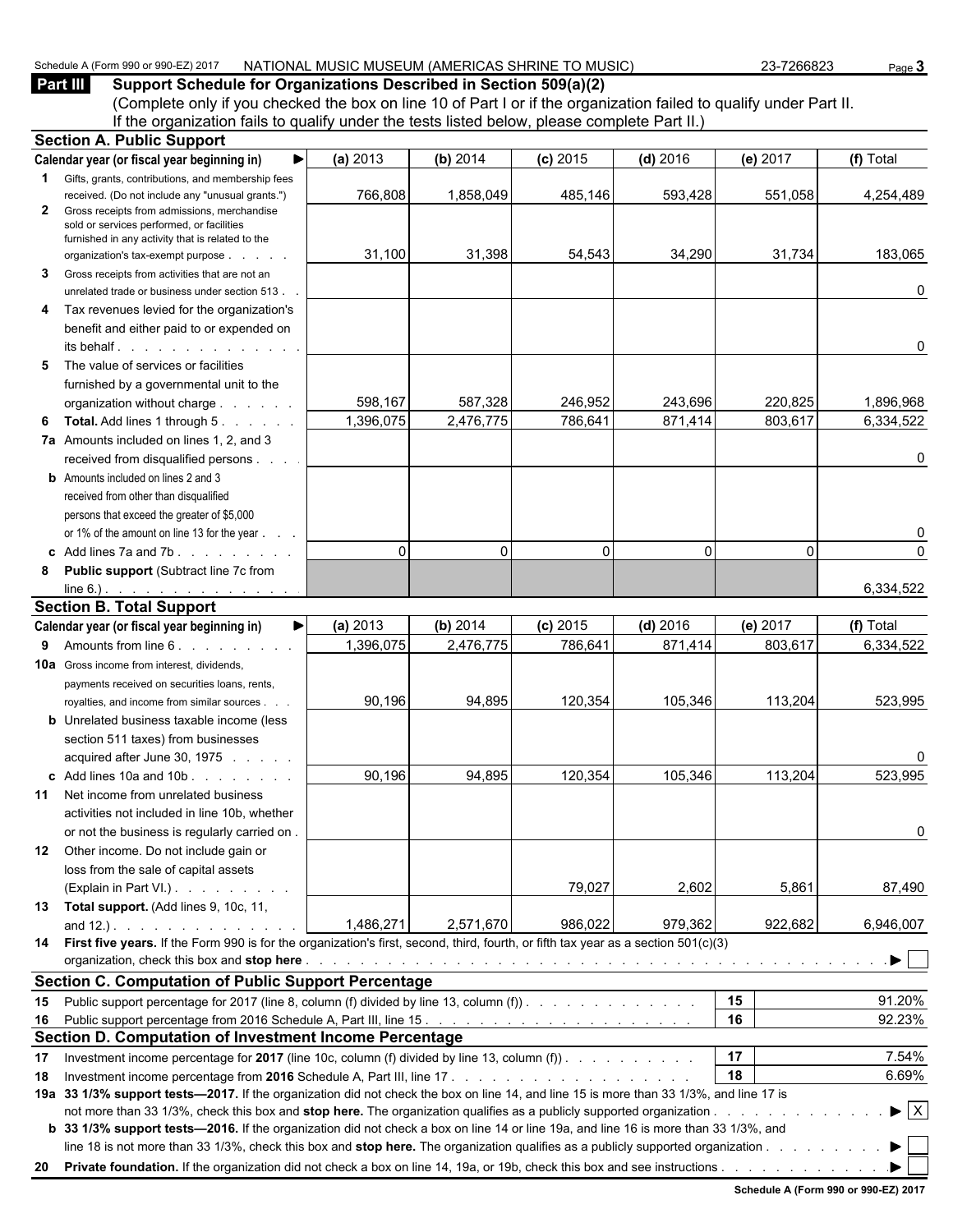Schedule A (Form 990 or 990-EZ) 2017 NATIONAL MUSIC MUSEUM (AMERICAS SHRINE TO MUSIC) 23-7266823

## Part III Support Schedule for Organizations Described in Section 509(a)(2)

(Complete only if you checked the box on line 10 of Part I or if the organization failed to qualify under Part II. If the organization fails to qualify under the tests listed below, please complete Part II.)

### Section A. Public Support

| Calendar year (or fiscal year beginning in) ▶ | (a) 2013 | (b) 2014 | (c) 2015 | (d) 2016 | (e) 2017 | (f) Total |
|---|---|---|---|---|---|---|
| **1** Gifts, grants, contributions, and membership fees received. (Do not include any "unusual grants.") | 766,808 | 1,858,049 | 485,146 | 593,428 | 551,058 | 4,254,489 |
| **2** Gross receipts from admissions, merchandise sold or services performed, or facilities furnished in any activity that is related to the organization's tax-exempt purpose | 31,100 | 31,398 | 54,543 | 34,290 | 31,734 | 183,065 |
| **3** Gross receipts from activities that are not an unrelated trade or business under section 513 | | | | | | 0 |
| **4** Tax revenues levied for the organization's benefit and either paid to or expended on its behalf | | | | | | 0 |
| **5** The value of services or facilities furnished by a governmental unit to the organization without charge | 598,167 | 587,328 | 246,952 | 243,696 | 220,825 | 1,896,968 |
| **6 Total.** Add lines 1 through 5 | 1,396,075 | 2,476,775 | 786,641 | 871,414 | 803,617 | 6,334,522 |
| **7a** Amounts included on lines 1, 2, and 3 received from disqualified persons | | | | | | 0 |
| **b** Amounts included on lines 2 and 3 received from other than disqualified persons that exceed the greater of $5,000 or 1% of the amount on line 13 for the year | | | | | | 0 |
| **c** Add lines 7a and 7b | 0 | 0 | 0 | 0 | 0 | 0 |
| **8 Public support** (Subtract line 7c from line 6.) | | | | | | 6,334,522 |

### Section B. Total Support

| Calendar year (or fiscal year beginning in) ▶ | (a) 2013 | (b) 2014 | (c) 2015 | (d) 2016 | (e) 2017 | (f) Total |
|---|---|---|---|---|---|---|
| **9** Amounts from line 6 | 1,396,075 | 2,476,775 | 786,641 | 871,414 | 803,617 | 6,334,522 |
| **10a** Gross income from interest, dividends, payments received on securities loans, rents, royalties, and income from similar sources | 90,196 | 94,895 | 120,354 | 105,346 | 113,204 | 523,995 |
| **b** Unrelated business taxable income (less section 511 taxes) from businesses acquired after June 30, 1975 | | | | | | 0 |
| **c** Add lines 10a and 10b | 90,196 | 94,895 | 120,354 | 105,346 | 113,204 | 523,995 |
| **11** Net income from unrelated business activities not included in line 10b, whether or not the business is regularly carried on | | | | | | 0 |
| **12** Other income. Do not include gain or loss from the sale of capital assets (Explain in Part VI.) | | | 79,027 | 2,602 | 5,861 | 87,490 |
| **13 Total support.** (Add lines 9, 10c, 11, and 12.) | 1,486,271 | 2,571,670 | 986,022 | 979,362 | 922,682 | 6,946,007 |

**14 First five years.** If the Form 990 is for the organization's first, second, third, fourth, or fifth tax year as a section 501(c)(3) organization, check this box and **stop here** ▶ ☐

### Section C. Computation of Public Support Percentage

| | | | |
|---|---|---|---|
| **15** | Public support percentage for 2017 (line 8, column (f) divided by line 13, column (f)) | 15 | 91.20% |
| **16** | Public support percentage from 2016 Schedule A, Part III, line 15 | 16 | 92.23% |

### Section D. Computation of Investment Income Percentage

| | | | |
|---|---|---|---|
| **17** | Investment income percentage for **2017** (line 10c, column (f) divided by line 13, column (f)) | 17 | 7.54% |
| **18** | Investment income percentage from **2016** Schedule A, Part III, line 17 | 18 | 6.69% |

**19a 33 1/3% support tests—2017.** If the organization did not check the box on line 14, and line 15 is more than 33 1/3%, and line 17 is not more than 33 1/3%, check this box and **stop here.** The organization qualifies as a publicly supported organization ▶ ☒

**b 33 1/3% support tests—2016.** If the organization did not check a box on line 14 or line 19a, and line 16 is more than 33 1/3%, and line 18 is not more than 33 1/3%, check this box and **stop here.** The organization qualifies as a publicly supported organization ▶ ☐

**20 Private foundation.** If the organization did not check a box on line 14, 19a, or 19b, check this box and see instructions ▶ ☐

Schedule A (Form 990 or 990-EZ) 2017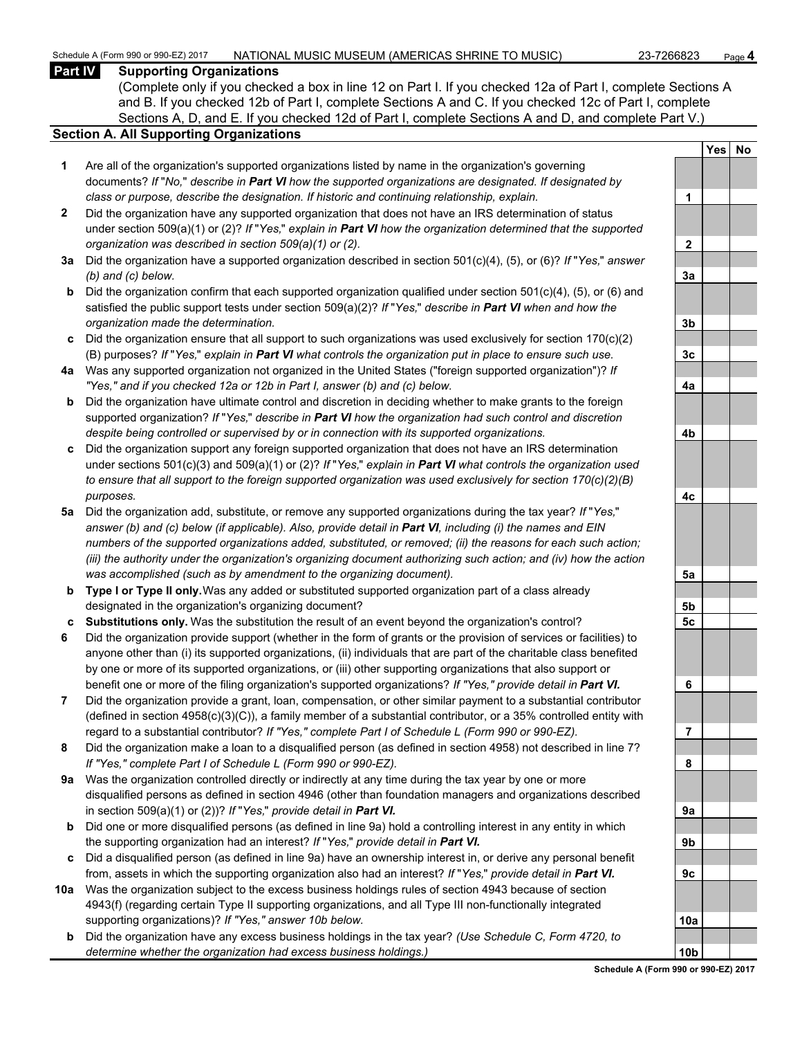## Part IV Supporting Organizations

(Complete only if you checked a box in line 12 on Part I. If you checked 12a of Part I, complete Sections A and B. If you checked 12b of Part I, complete Sections A and C. If you checked 12c of Part I, complete Sections A, D, and E. If you checked 12d of Part I, complete Sections A and D, and complete Part V.)

### Section A. All Supporting Organizations

| | | | Yes | No |
|---|---|---|---|---|
| **1** | Are all of the organization's supported organizations listed by name in the organization's governing documents? *If "No," describe in **Part VI** how the supported organizations are designated. If designated by class or purpose, describe the designation. If historic and continuing relationship, explain.* | 1 | | |
| **2** | Did the organization have any supported organization that does not have an IRS determination of status under section 509(a)(1) or (2)? *If "Yes," explain in **Part VI** how the organization determined that the supported organization was described in section 509(a)(1) or (2).* | 2 | | |
| **3a** | Did the organization have a supported organization described in section 501(c)(4), (5), or (6)? *If "Yes," answer (b) and (c) below.* | 3a | | |
| **b** | Did the organization confirm that each supported organization qualified under section 501(c)(4), (5), or (6) and satisfied the public support tests under section 509(a)(2)? *If "Yes," describe in **Part VI** when and how the organization made the determination.* | 3b | | |
| **c** | Did the organization ensure that all support to such organizations was used exclusively for section 170(c)(2)(B) purposes? *If "Yes," explain in **Part VI** what controls the organization put in place to ensure such use.* | 3c | | |
| **4a** | Was any supported organization not organized in the United States ("foreign supported organization")? *If "Yes," and if you checked 12a or 12b in Part I, answer (b) and (c) below.* | 4a | | |
| **b** | Did the organization have ultimate control and discretion in deciding whether to make grants to the foreign supported organization? *If "Yes," describe in **Part VI** how the organization had such control and discretion despite being controlled or supervised by or in connection with its supported organizations.* | 4b | | |
| **c** | Did the organization support any foreign supported organization that does not have an IRS determination under sections 501(c)(3) and 509(a)(1) or (2)? *If "Yes," explain in **Part VI** what controls the organization used to ensure that all support to the foreign supported organization was used exclusively for section 170(c)(2)(B) purposes.* | 4c | | |
| **5a** | Did the organization add, substitute, or remove any supported organizations during the tax year? *If "Yes," answer (b) and (c) below (if applicable). Also, provide detail in **Part VI**, including (i) the names and EIN numbers of the supported organizations added, substituted, or removed; (ii) the reasons for each such action; (iii) the authority under the organization's organizing document authorizing such action; and (iv) how the action was accomplished (such as by amendment to the organizing document).* | 5a | | |
| **b** | **Type I or Type II only.** Was any added or substituted supported organization part of a class already designated in the organization's organizing document? | 5b | | |
| **c** | **Substitutions only.** Was the substitution the result of an event beyond the organization's control? | 5c | | |
| **6** | Did the organization provide support (whether in the form of grants or the provision of services or facilities) to anyone other than (i) its supported organizations, (ii) individuals that are part of the charitable class benefited by one or more of its supported organizations, or (iii) other supporting organizations that also support or benefit one or more of the filing organization's supported organizations? *If "Yes," provide detail in **Part VI.*** | 6 | | |
| **7** | Did the organization provide a grant, loan, compensation, or other similar payment to a substantial contributor (defined in section 4958(c)(3)(C)), a family member of a substantial contributor, or a 35% controlled entity with regard to a substantial contributor? *If "Yes," complete Part I of Schedule L (Form 990 or 990-EZ).* | 7 | | |
| **8** | Did the organization make a loan to a disqualified person (as defined in section 4958) not described in line 7? *If "Yes," complete Part I of Schedule L (Form 990 or 990-EZ).* | 8 | | |
| **9a** | Was the organization controlled directly or indirectly at any time during the tax year by one or more disqualified persons as defined in section 4946 (other than foundation managers and organizations described in section 509(a)(1) or (2))? *If "Yes," provide detail in **Part VI.*** | 9a | | |
| **b** | Did one or more disqualified persons (as defined in line 9a) hold a controlling interest in any entity in which the supporting organization had an interest? *If "Yes," provide detail in **Part VI.*** | 9b | | |
| **c** | Did a disqualified person (as defined in line 9a) have an ownership interest in, or derive any personal benefit from, assets in which the supporting organization also had an interest? *If "Yes," provide detail in **Part VI.*** | 9c | | |
| **10a** | Was the organization subject to the excess business holdings rules of section 4943 because of section 4943(f) (regarding certain Type II supporting organizations, and all Type III non-functionally integrated supporting organizations)? *If "Yes," answer 10b below.* | 10a | | |
| **b** | Did the organization have any excess business holdings in the tax year? *(Use Schedule C, Form 4720, to determine whether the organization had excess business holdings.)* | 10b | | |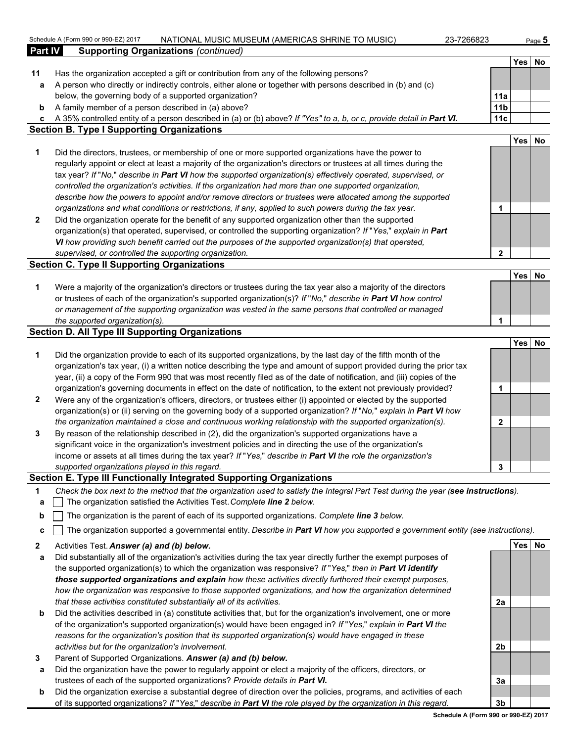Schedule A (Form 990 or 990-EZ) 2017 NATIONAL MUSIC MUSEUM (AMERICAS SHRINE TO MUSIC) 23-7266823

**Part IV Supporting Organizations** *(continued)*

| | | | Yes | No |
|---|---|---|---|---|
| **11** | Has the organization accepted a gift or contribution from any of the following persons? | | | |
| **a** | A person who directly or indirectly controls, either alone or together with persons described in (b) and (c) below, the governing body of a supported organization? | **11a** | | |
| **b** | A family member of a person described in (a) above? | **11b** | | |
| **c** | A 35% controlled entity of a person described in (a) or (b) above? *If "Yes" to a, b, or c, provide detail in **Part VI.*** | **11c** | | |

## Section B. Type I Supporting Organizations

| | | | Yes | No |
|---|---|---|---|---|
| **1** | Did the directors, trustees, or membership of one or more supported organizations have the power to regularly appoint or elect at least a majority of the organization's directors or trustees at all times during the tax year? *If "No," describe in **Part VI** how the supported organization(s) effectively operated, supervised, or controlled the organization's activities. If the organization had more than one supported organization, describe how the powers to appoint and/or remove directors or trustees were allocated among the supported organizations and what conditions or restrictions, if any, applied to such powers during the tax year.* | **1** | | |
| **2** | Did the organization operate for the benefit of any supported organization other than the supported organization(s) that operated, supervised, or controlled the supporting organization? *If "Yes," explain in **Part VI** how providing such benefit carried out the purposes of the supported organization(s) that operated, supervised, or controlled the supporting organization.* | **2** | | |

## Section C. Type II Supporting Organizations

| | | | Yes | No |
|---|---|---|---|---|
| **1** | Were a majority of the organization's directors or trustees during the tax year also a majority of the directors or trustees of each of the organization's supported organization(s)? *If "No," describe in **Part VI** how control or management of the supporting organization was vested in the same persons that controlled or managed the supported organization(s).* | **1** | | |

## Section D. All Type III Supporting Organizations

| | | | Yes | No |
|---|---|---|---|---|
| **1** | Did the organization provide to each of its supported organizations, by the last day of the fifth month of the organization's tax year, (i) a written notice describing the type and amount of support provided during the prior tax year, (ii) a copy of the Form 990 that was most recently filed as of the date of notification, and (iii) copies of the organization's governing documents in effect on the date of notification, to the extent not previously provided? | **1** | | |
| **2** | Were any of the organization's officers, directors, or trustees either (i) appointed or elected by the supported organization(s) or (ii) serving on the governing body of a supported organization? *If "No," explain in **Part VI** how the organization maintained a close and continuous working relationship with the supported organization(s).* | **2** | | |
| **3** | By reason of the relationship described in (2), did the organization's supported organizations have a significant voice in the organization's investment policies and in directing the use of the organization's income or assets at all times during the tax year? *If "Yes," describe in **Part VI** the role the organization's supported organizations played in this regard.* | **3** | | |

## Section E. Type III Functionally Integrated Supporting Organizations

**1** *Check the box next to the method that the organization used to satisfy the Integral Part Test during the year (**see instructions**).*

- **a** ☐ The organization satisfied the Activities Test. *Complete **line 2** below.*
- **b** ☐ The organization is the parent of each of its supported organizations. *Complete **line 3** below.*
- **c** ☐ The organization supported a governmental entity. *Describe in **Part VI** how you supported a government entity (see instructions).*

| | | | Yes | No |
|---|---|---|---|---|
| **2** | Activities Test. ***Answer (a) and (b) below.*** | | | |
| **a** | Did substantially all of the organization's activities during the tax year directly further the exempt purposes of the supported organization(s) to which the organization was responsive? *If "Yes," then in **Part VI identify those supported organizations and explain** how these activities directly furthered their exempt purposes, how the organization was responsive to those supported organizations, and how the organization determined that these activities constituted substantially all of its activities.* | **2a** | | |
| **b** | Did the activities described in (a) constitute activities that, but for the organization's involvement, one or more of the organization's supported organization(s) would have been engaged in? *If "Yes," explain in **Part VI** the reasons for the organization's position that its supported organization(s) would have engaged in these activities but for the organization's involvement.* | **2b** | | |
| **3** | Parent of Supported Organizations. ***Answer (a) and (b) below.*** | | | |
| **a** | Did the organization have the power to regularly appoint or elect a majority of the officers, directors, or trustees of each of the supported organizations? *Provide details in **Part VI.*** | **3a** | | |
| **b** | Did the organization exercise a substantial degree of direction over the policies, programs, and activities of each of its supported organizations? *If "Yes," describe in **Part VI** the role played by the organization in this regard.* | **3b** | | |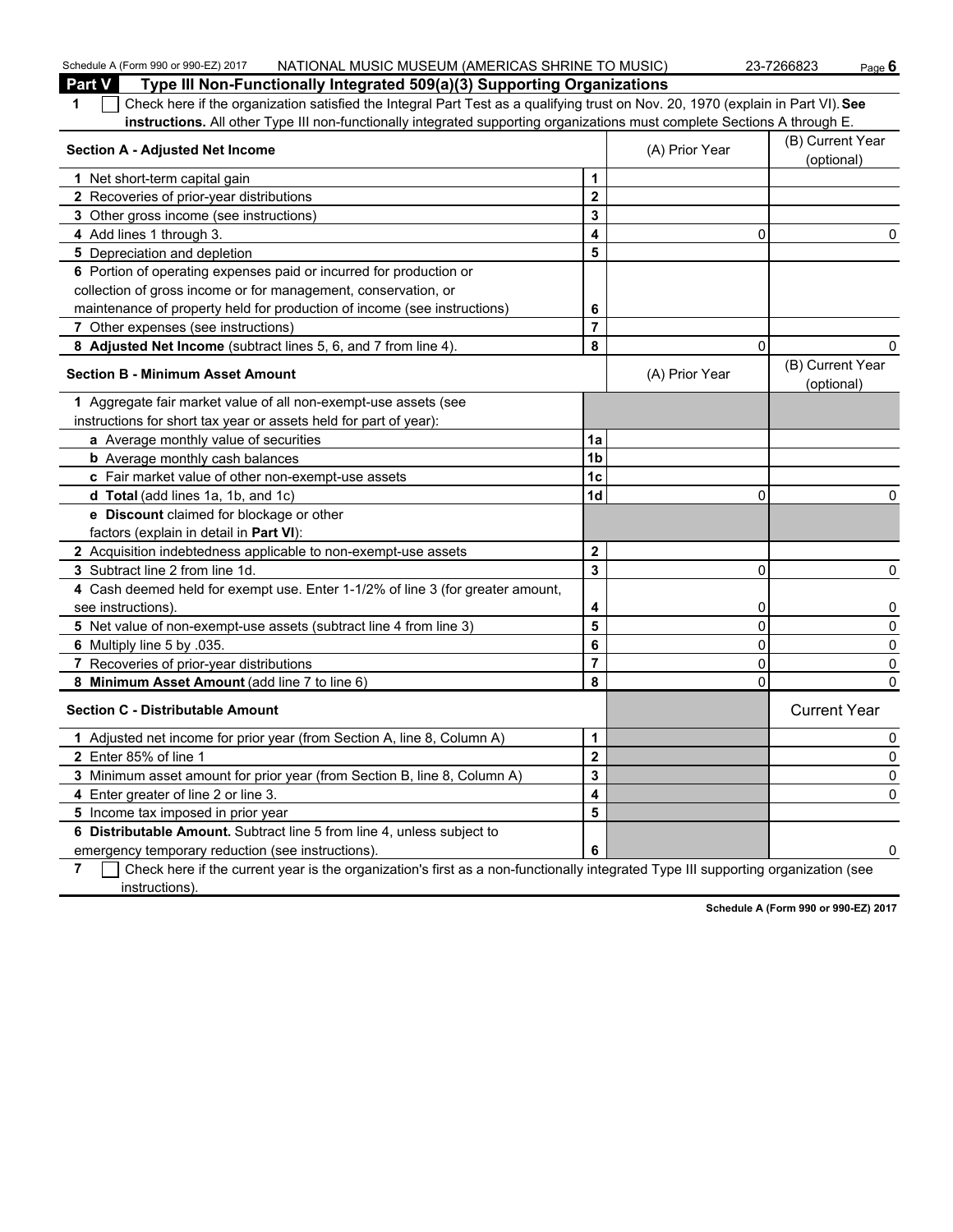## Part V Type III Non-Functionally Integrated 509(a)(3) Supporting Organizations

**1** ☐ Check here if the organization satisfied the Integral Part Test as a qualifying trust on Nov. 20, 1970 (explain in Part VI). **See instructions.** All other Type III non-functionally integrated supporting organizations must complete Sections A through E.

| Section A - Adjusted Net Income | | (A) Prior Year | (B) Current Year (optional) |
|---|---|---|---|
| **1** Net short-term capital gain | 1 | | |
| **2** Recoveries of prior-year distributions | 2 | | |
| **3** Other gross income (see instructions) | 3 | | |
| **4** Add lines 1 through 3. | 4 | 0 | 0 |
| **5** Depreciation and depletion | 5 | | |
| **6** Portion of operating expenses paid or incurred for production or collection of gross income or for management, conservation, or maintenance of property held for production of income (see instructions) | 6 | | |
| **7** Other expenses (see instructions) | 7 | | |
| **8 Adjusted Net Income** (subtract lines 5, 6, and 7 from line 4). | 8 | 0 | 0 |

| Section B - Minimum Asset Amount | | (A) Prior Year | (B) Current Year (optional) |
|---|---|---|---|
| **1** Aggregate fair market value of all non-exempt-use assets (see instructions for short tax year or assets held for part of year): | | | |
| **a** Average monthly value of securities | 1a | | |
| **b** Average monthly cash balances | 1b | | |
| **c** Fair market value of other non-exempt-use assets | 1c | | |
| **d Total** (add lines 1a, 1b, and 1c) | 1d | 0 | 0 |
| **e Discount** claimed for blockage or other factors (explain in detail in **Part VI**): | | | |
| **2** Acquisition indebtedness applicable to non-exempt-use assets | 2 | | |
| **3** Subtract line 2 from line 1d. | 3 | 0 | 0 |
| **4** Cash deemed held for exempt use. Enter 1-1/2% of line 3 (for greater amount, see instructions). | 4 | 0 | 0 |
| **5** Net value of non-exempt-use assets (subtract line 4 from line 3) | 5 | 0 | 0 |
| **6** Multiply line 5 by .035. | 6 | 0 | 0 |
| **7** Recoveries of prior-year distributions | 7 | 0 | 0 |
| **8 Minimum Asset Amount** (add line 7 to line 6) | 8 | 0 | 0 |

| Section C - Distributable Amount | | | Current Year |
|---|---|---|---|
| **1** Adjusted net income for prior year (from Section A, line 8, Column A) | 1 | | 0 |
| **2** Enter 85% of line 1 | 2 | | 0 |
| **3** Minimum asset amount for prior year (from Section B, line 8, Column A) | 3 | | 0 |
| **4** Enter greater of line 2 or line 3. | 4 | | 0 |
| **5** Income tax imposed in prior year | 5 | | |
| **6 Distributable Amount.** Subtract line 5 from line 4, unless subject to emergency temporary reduction (see instructions). | 6 | | 0 |

**7** ☐ Check here if the current year is the organization's first as a non-functionally integrated Type III supporting organization (see instructions).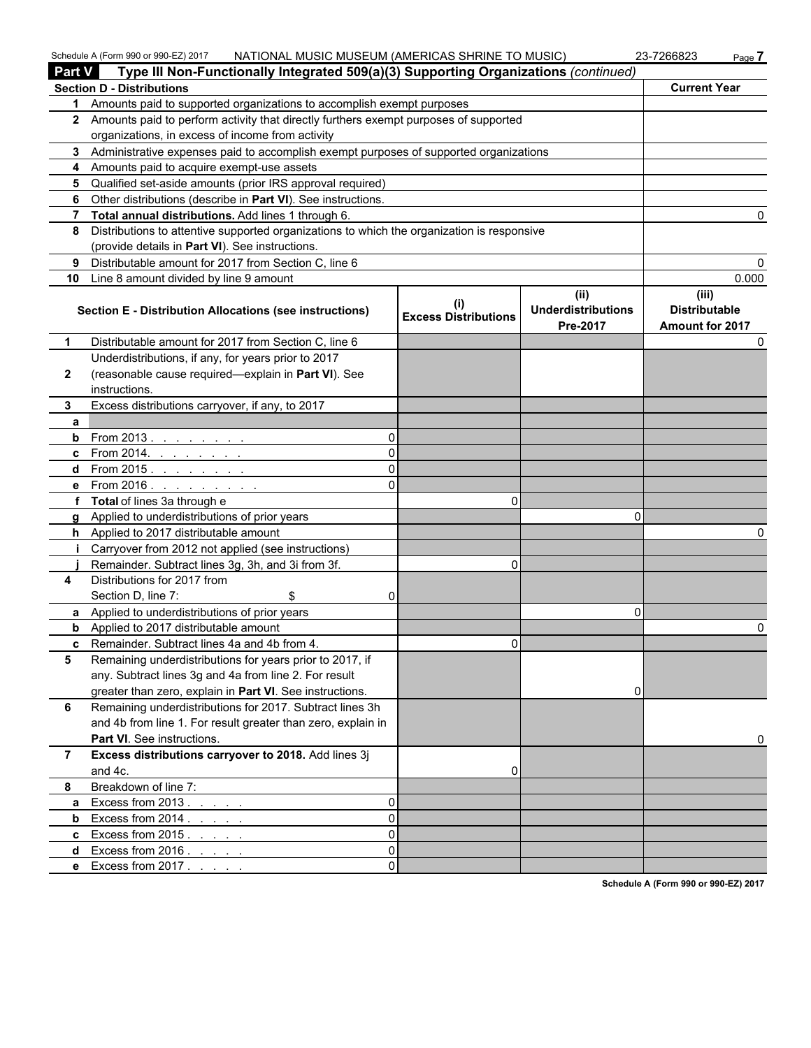## Part V Type III Non-Functionally Integrated 509(a)(3) Supporting Organizations *(continued)*

| **Section D - Distributions** | | **Current Year** |
|---|---|---|
| 1 | Amounts paid to supported organizations to accomplish exempt purposes | |
| 2 | Amounts paid to perform activity that directly furthers exempt purposes of supported organizations, in excess of income from activity | |
| 3 | Administrative expenses paid to accomplish exempt purposes of supported organizations | |
| 4 | Amounts paid to acquire exempt-use assets | |
| 5 | Qualified set-aside amounts (prior IRS approval required) | |
| 6 | Other distributions (describe in **Part VI**). See instructions. | |
| 7 | **Total annual distributions.** Add lines 1 through 6. | 0 |
| 8 | Distributions to attentive supported organizations to which the organization is responsive (provide details in **Part VI**). See instructions. | |
| 9 | Distributable amount for 2017 from Section C, line 6 | 0 |
| 10 | Line 8 amount divided by line 9 amount | 0.000 |

| | **Section E - Distribution Allocations (see instructions)** | | **(i) Excess Distributions** | **(ii) Underdistributions Pre-2017** | **(iii) Distributable Amount for 2017** |
|---|---|---|---|---|---|
| 1 | Distributable amount for 2017 from Section C, line 6 | | | | 0 |
| 2 | Underdistributions, if any, for years prior to 2017 (reasonable cause required—explain in **Part VI**). See instructions. | | | | |
| 3 | Excess distributions carryover, if any, to 2017 | | | | |
| a | | | | | |
| b | From 2013 . . . . . . . . | 0 | | | |
| c | From 2014. . . . . . . . | 0 | | | |
| d | From 2015 . . . . . . . . | 0 | | | |
| e | From 2016 . . . . . . . . . | 0 | | | |
| f | **Total** of lines 3a through e | | 0 | | |
| g | Applied to underdistributions of prior years | | | 0 | |
| h | Applied to 2017 distributable amount | | | | 0 |
| i | Carryover from 2012 not applied (see instructions) | | | | |
| j | Remainder. Subtract lines 3g, 3h, and 3i from 3f. | | 0 | | |
| 4 | Distributions for 2017 from Section D, line 7: $ | 0 | | | |
| a | Applied to underdistributions of prior years | | | 0 | |
| b | Applied to 2017 distributable amount | | | | 0 |
| c | Remainder. Subtract lines 4a and 4b from 4. | | 0 | | |
| 5 | Remaining underdistributions for years prior to 2017, if any. Subtract lines 3g and 4a from line 2. For result greater than zero, explain in **Part VI**. See instructions. | | | 0 | |
| 6 | Remaining underdistributions for 2017. Subtract lines 3h and 4b from line 1. For result greater than zero, explain in **Part VI**. See instructions. | | | | 0 |
| 7 | **Excess distributions carryover to 2018.** Add lines 3j and 4c. | | 0 | | |
| 8 | Breakdown of line 7: | | | | |
| a | Excess from 2013 . . . . . | 0 | | | |
| b | Excess from 2014 . . . . . | 0 | | | |
| c | Excess from 2015 . . . . . | 0 | | | |
| d | Excess from 2016 . . . . . | 0 | | | |
| e | Excess from 2017 . . . . . | 0 | | | |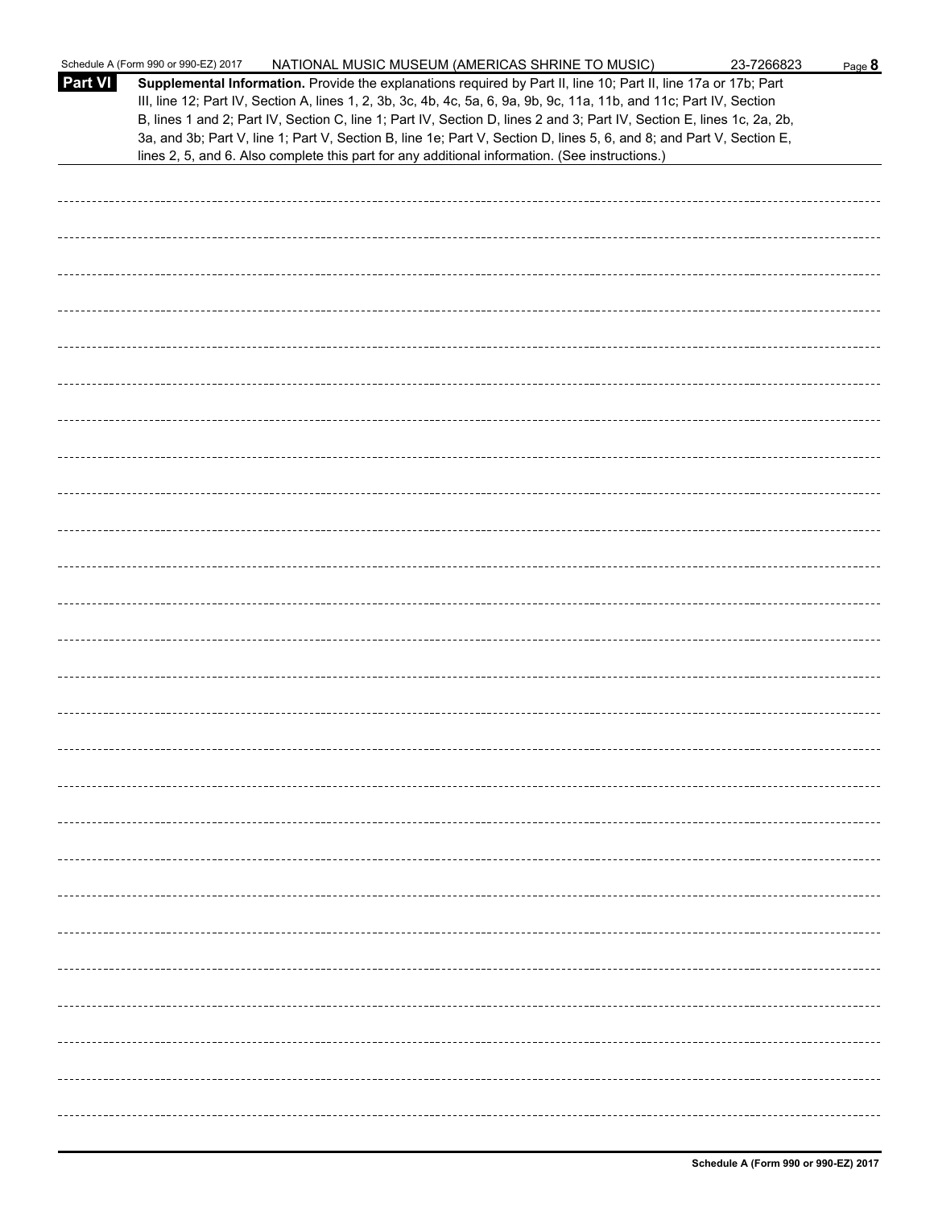Schedule A (Form 990 or 990-EZ) 2017 NATIONAL MUSIC MUSEUM (AMERICAS SHRINE TO MUSIC) 23-7266823

**Part VI** **Supplemental Information.** Provide the explanations required by Part II, line 10; Part II, line 17a or 17b; Part III, line 12; Part IV, Section A, lines 1, 2, 3b, 3c, 4b, 4c, 5a, 6, 9a, 9b, 9c, 11a, 11b, and 11c; Part IV, Section B, lines 1 and 2; Part IV, Section C, line 1; Part IV, Section D, lines 2 and 3; Part IV, Section E, lines 1c, 2a, 2b, 3a, and 3b; Part V, line 1; Part V, Section B, line 1e; Part V, Section D, lines 5, 6, and 8; and Part V, Section E, lines 2, 5, and 6. Also complete this part for any additional information. (See instructions.)

**Schedule A (Form 990 or 990-EZ) 2017**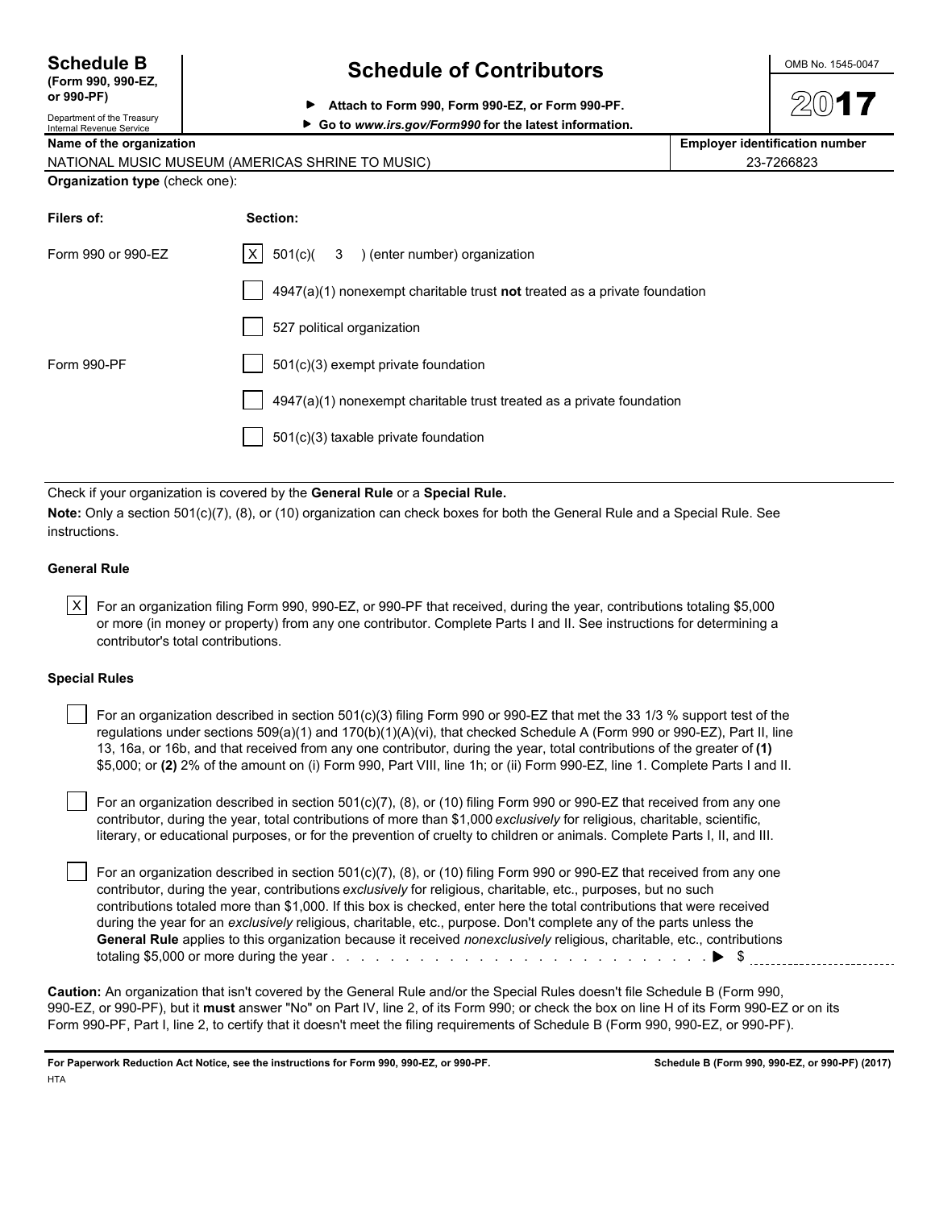**Schedule B**
**(Form 990, 990-EZ, or 990-PF)**
Department of the Treasury
Internal Revenue Service

# Schedule of Contributors

▶ **Attach to Form 990, Form 990-EZ, or Form 990-PF.**
▶ **Go to *www.irs.gov/Form990* for the latest information.**

OMB No. 1545-0047

**2017**

| **Name of the organization** | **Employer identification number** |
|---|---|
| NATIONAL MUSIC MUSEUM (AMERICAS SHRINE TO MUSIC) | 23-7266823 |

**Organization type** (check one):

| **Filers of:** | **Section:** |
|---|---|
| Form 990 or 990-EZ | [X] 501(c)( 3 ) (enter number) organization |
| | [ ] 4947(a)(1) nonexempt charitable trust **not** treated as a private foundation |
| | [ ] 527 political organization |
| Form 990-PF | [ ] 501(c)(3) exempt private foundation |
| | [ ] 4947(a)(1) nonexempt charitable trust treated as a private foundation |
| | [ ] 501(c)(3) taxable private foundation |

Check if your organization is covered by the **General Rule** or a **Special Rule.**

**Note:** Only a section 501(c)(7), (8), or (10) organization can check boxes for both the General Rule and a Special Rule. See instructions.

**General Rule**

[X] For an organization filing Form 990, 990-EZ, or 990-PF that received, during the year, contributions totaling $5,000 or more (in money or property) from any one contributor. Complete Parts I and II. See instructions for determining a contributor's total contributions.

**Special Rules**

[ ] For an organization described in section 501(c)(3) filing Form 990 or 990-EZ that met the 33 1/3 % support test of the regulations under sections 509(a)(1) and 170(b)(1)(A)(vi), that checked Schedule A (Form 990 or 990-EZ), Part II, line 13, 16a, or 16b, and that received from any one contributor, during the year, total contributions of the greater of **(1)** $5,000; or **(2)** 2% of the amount on (i) Form 990, Part VIII, line 1h; or (ii) Form 990-EZ, line 1. Complete Parts I and II.

[ ] For an organization described in section 501(c)(7), (8), or (10) filing Form 990 or 990-EZ that received from any one contributor, during the year, total contributions of more than $1,000 *exclusively* for religious, charitable, scientific, literary, or educational purposes, or for the prevention of cruelty to children or animals. Complete Parts I, II, and III.

[ ] For an organization described in section 501(c)(7), (8), or (10) filing Form 990 or 990-EZ that received from any one contributor, during the year, contributions *exclusively* for religious, charitable, etc., purposes, but no such contributions totaled more than $1,000. If this box is checked, enter here the total contributions that were received during the year for an *exclusively* religious, charitable, etc., purpose. Don't complete any of the parts unless the **General Rule** applies to this organization because it received *nonexclusively* religious, charitable, etc., contributions totaling $5,000 or more during the year . . . . . . . . . . . . . . . . . . . . . . . . . . . . . . ▶ $ ____________

**Caution:** An organization that isn't covered by the General Rule and/or the Special Rules doesn't file Schedule B (Form 990, 990-EZ, or 990-PF), but it **must** answer "No" on Part IV, line 2, of its Form 990; or check the box on line H of its Form 990-EZ or on its Form 990-PF, Part I, line 2, to certify that it doesn't meet the filing requirements of Schedule B (Form 990, 990-EZ, or 990-PF).

**For Paperwork Reduction Act Notice, see the instructions for Form 990, 990-EZ, or 990-PF.** **Schedule B (Form 990, 990-EZ, or 990-PF) (2017)**

HTA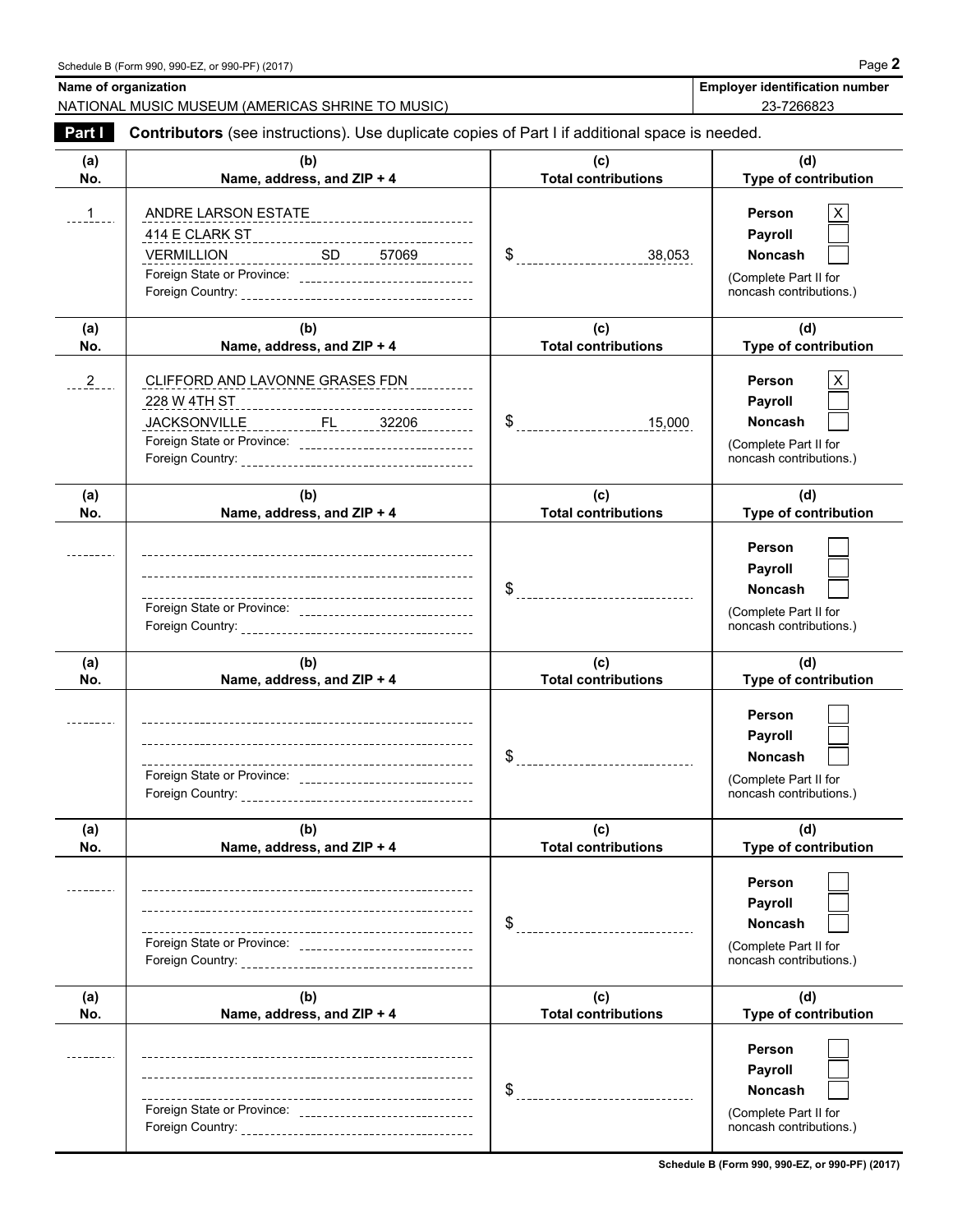Schedule B (Form 990, 990-EZ, or 990-PF) (2017)

| Name of organization | Employer identification number |
|---|---|
| NATIONAL MUSIC MUSEUM (AMERICAS SHRINE TO MUSIC) | 23-7266823 |

**Part I** **Contributors** (see instructions). Use duplicate copies of Part I if additional space is needed.

| (a) No. | (b) Name, address, and ZIP + 4 | (c) Total contributions | (d) Type of contribution |
|---|---|---|---|
| 1 | ANDRE LARSON ESTATE<br>414 E CLARK ST<br>VERMILLION SD 57069<br>Foreign State or Province:<br>Foreign Country: | $ 38,053 | Person [X]<br>Payroll [ ]<br>Noncash [ ]<br>(Complete Part II for noncash contributions.) |
| 2 | CLIFFORD AND LAVONNE GRASES FDN<br>228 W 4TH ST<br>JACKSONVILLE FL 32206<br>Foreign State or Province:<br>Foreign Country: | $ 15,000 | Person [X]<br>Payroll [ ]<br>Noncash [ ]<br>(Complete Part II for noncash contributions.) |
| | Foreign State or Province:<br>Foreign Country: | $ | Person [ ]<br>Payroll [ ]<br>Noncash [ ]<br>(Complete Part II for noncash contributions.) |
| | Foreign State or Province:<br>Foreign Country: | $ | Person [ ]<br>Payroll [ ]<br>Noncash [ ]<br>(Complete Part II for noncash contributions.) |
| | Foreign State or Province:<br>Foreign Country: | $ | Person [ ]<br>Payroll [ ]<br>Noncash [ ]<br>(Complete Part II for noncash contributions.) |
| | Foreign State or Province:<br>Foreign Country: | $ | Person [ ]<br>Payroll [ ]<br>Noncash [ ]<br>(Complete Part II for noncash contributions.) |

Schedule B (Form 990, 990-EZ, or 990-PF) (2017)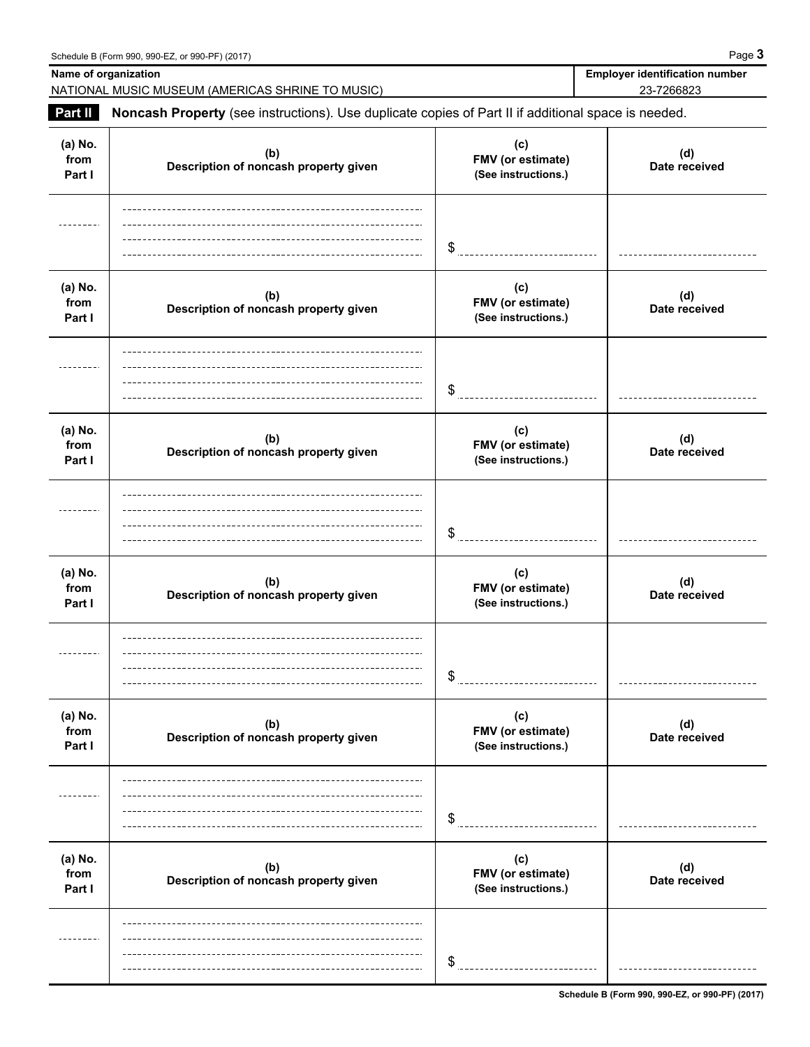Schedule B (Form 990, 990-EZ, or 990-PF) (2017) Page **3**

| Name of organization | Employer identification number |
|---|---|
| NATIONAL MUSIC MUSEUM (AMERICAS SHRINE TO MUSIC) | 23-7266823 |

**Part II** **Noncash Property** (see instructions). Use duplicate copies of Part II if additional space is needed.

| (a) No. from Part I | (b) Description of noncash property given | (c) FMV (or estimate) (See instructions.) | (d) Date received |
|---|---|---|---|
| | | $ | |

| (a) No. from Part I | (b) Description of noncash property given | (c) FMV (or estimate) (See instructions.) | (d) Date received |
|---|---|---|---|
| | | $ | |

| (a) No. from Part I | (b) Description of noncash property given | (c) FMV (or estimate) (See instructions.) | (d) Date received |
|---|---|---|---|
| | | $ | |

| (a) No. from Part I | (b) Description of noncash property given | (c) FMV (or estimate) (See instructions.) | (d) Date received |
|---|---|---|---|
| | | $ | |

| (a) No. from Part I | (b) Description of noncash property given | (c) FMV (or estimate) (See instructions.) | (d) Date received |
|---|---|---|---|
| | | $ | |

| (a) No. from Part I | (b) Description of noncash property given | (c) FMV (or estimate) (See instructions.) | (d) Date received |
|---|---|---|---|
| | | $ | |

**Schedule B (Form 990, 990-EZ, or 990-PF) (2017)**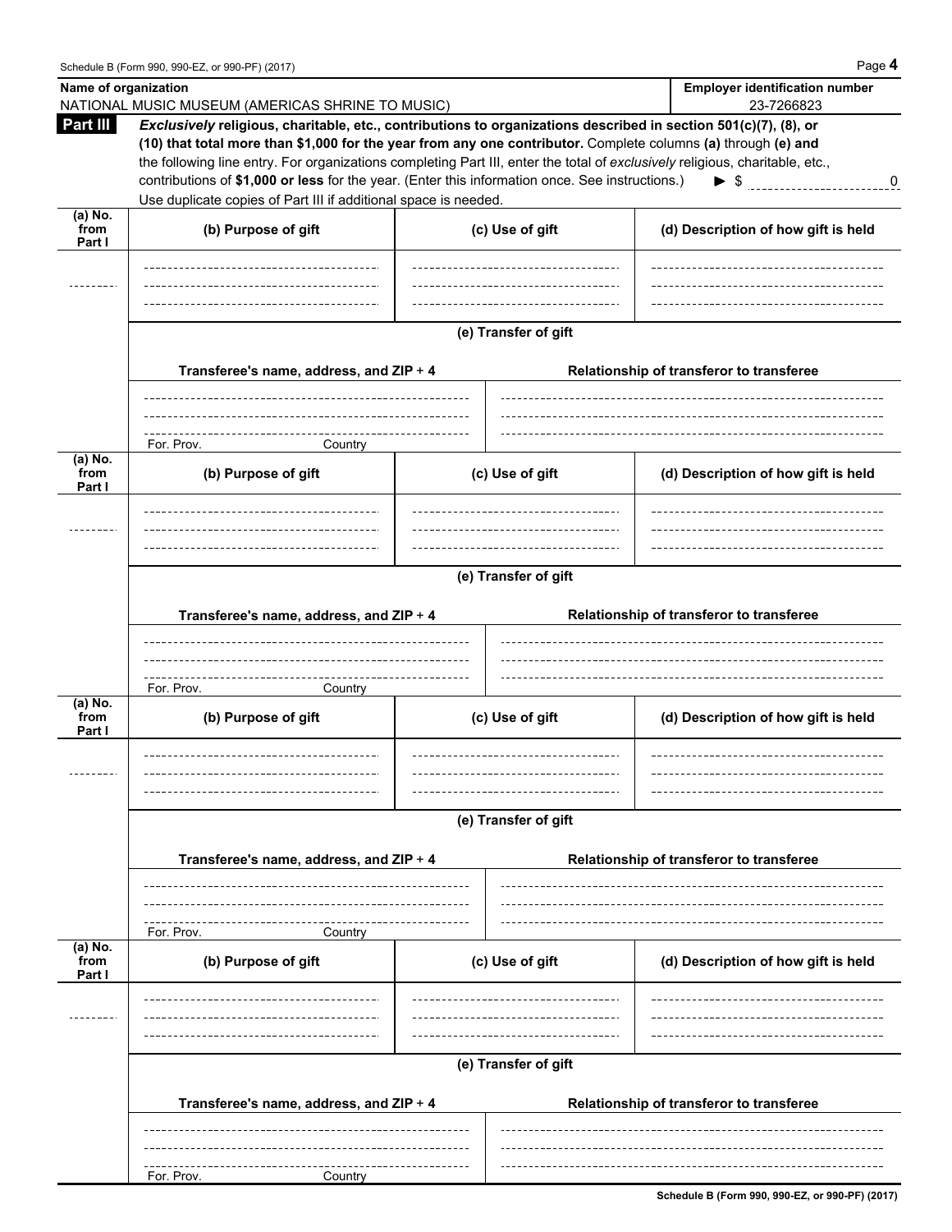**Name of organization**
NATIONAL MUSIC MUSEUM (AMERICAS SHRINE TO MUSIC)

**Employer identification number**
23-7266823

**Part III** ***Exclusively*** **religious, charitable, etc., contributions to organizations described in section 501(c)(7), (8), or (10) that total more than $1,000 for the year from any one contributor.** Complete columns **(a)** through **(e) and** the following line entry. For organizations completing Part III, enter the total of *exclusively* religious, charitable, etc., contributions of **$1,000 or less** for the year. (Enter this information once. See instructions.) ▶ $ 0

Use duplicate copies of Part III if additional space is needed.

| (a) No. from Part I | (b) Purpose of gift | (c) Use of gift | (d) Description of how gift is held |
| --- | --- | --- | --- |
| | | | |

**(e) Transfer of gift**

| Transferee's name, address, and ZIP + 4 | Relationship of transferor to transferee |
| --- | --- |
| For. Prov. Country | |

| (a) No. from Part I | (b) Purpose of gift | (c) Use of gift | (d) Description of how gift is held |
| --- | --- | --- | --- |
| | | | |

**(e) Transfer of gift**

| Transferee's name, address, and ZIP + 4 | Relationship of transferor to transferee |
| --- | --- |
| For. Prov. Country | |

| (a) No. from Part I | (b) Purpose of gift | (c) Use of gift | (d) Description of how gift is held |
| --- | --- | --- | --- |
| | | | |

**(e) Transfer of gift**

| Transferee's name, address, and ZIP + 4 | Relationship of transferor to transferee |
| --- | --- |
| For. Prov. Country | |

| (a) No. from Part I | (b) Purpose of gift | (c) Use of gift | (d) Description of how gift is held |
| --- | --- | --- | --- |
| | | | |

**(e) Transfer of gift**

| Transferee's name, address, and ZIP + 4 | Relationship of transferor to transferee |
| --- | --- |
| For. Prov. Country | |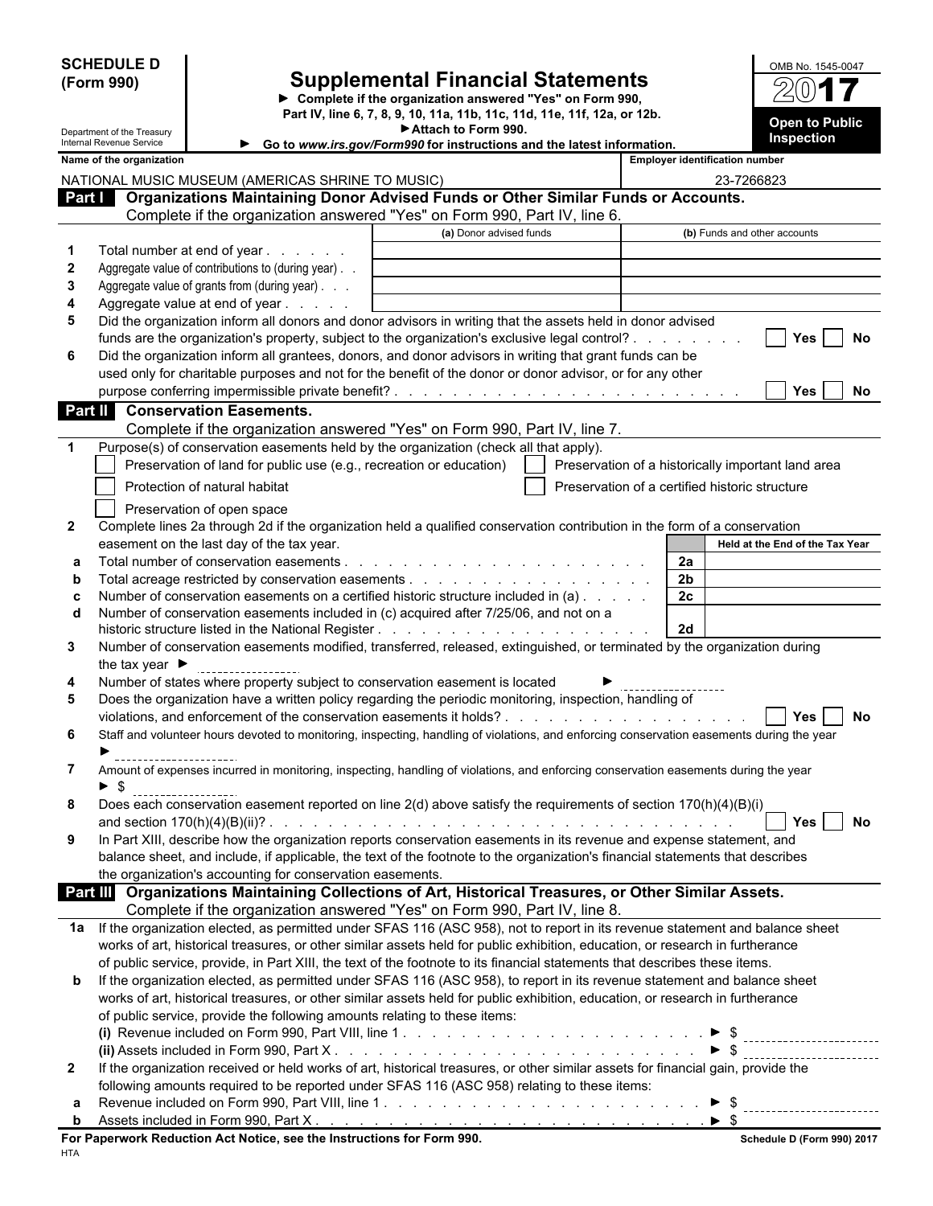**SCHEDULE D (Form 990)**

Department of the Treasury
Internal Revenue Service

# Supplemental Financial Statements

► Complete if the organization answered "Yes" on Form 990, Part IV, line 6, 7, 8, 9, 10, 11a, 11b, 11c, 11d, 11e, 11f, 12a, or 12b.
► Attach to Form 990.
► Go to *www.irs.gov/Form990* for instructions and the latest information.

OMB No. 1545-0047

**2017**

**Open to Public Inspection**

**Name of the organization:** NATIONAL MUSIC MUSEUM (AMERICAS SHRINE TO MUSIC)

**Employer identification number:** 23-7266823

## Part I Organizations Maintaining Donor Advised Funds or Other Similar Funds or Accounts.

Complete if the organization answered "Yes" on Form 990, Part IV, line 6.

| | | (a) Donor advised funds | (b) Funds and other accounts |
|---|---|---|---|
| 1 | Total number at end of year | | |
| 2 | Aggregate value of contributions to (during year) | | |
| 3 | Aggregate value of grants from (during year) | | |
| 4 | Aggregate value at end of year | | |

5 Did the organization inform all donors and donor advisors in writing that the assets held in donor advised funds are the organization's property, subject to the organization's exclusive legal control? ☐ Yes ☐ No

6 Did the organization inform all grantees, donors, and donor advisors in writing that grant funds can be used only for charitable purposes and not for the benefit of the donor or donor advisor, or for any other purpose conferring impermissible private benefit? ☐ Yes ☐ No

## Part II Conservation Easements.

Complete if the organization answered "Yes" on Form 990, Part IV, line 7.

1 Purpose(s) of conservation easements held by the organization (check all that apply).

- ☐ Preservation of land for public use (e.g., recreation or education)
- ☐ Preservation of a historically important land area
- ☐ Protection of natural habitat
- ☐ Preservation of a certified historic structure
- ☐ Preservation of open space

2 Complete lines 2a through 2d if the organization held a qualified conservation contribution in the form of a conservation easement on the last day of the tax year.

| | | | Held at the End of the Tax Year |
|---|---|---|---|
| a | Total number of conservation easements | 2a | |
| b | Total acreage restricted by conservation easements | 2b | |
| c | Number of conservation easements on a certified historic structure included in (a) | 2c | |
| d | Number of conservation easements included in (c) acquired after 7/25/06, and not on a historic structure listed in the National Register | 2d | |

3 Number of conservation easements modified, transferred, released, extinguished, or terminated by the organization during the tax year ►

4 Number of states where property subject to conservation easement is located ►

5 Does the organization have a written policy regarding the periodic monitoring, inspection, handling of violations, and enforcement of the conservation easements it holds? ☐ Yes ☐ No

6 Staff and volunteer hours devoted to monitoring, inspecting, handling of violations, and enforcing conservation easements during the year ►

7 Amount of expenses incurred in monitoring, inspecting, handling of violations, and enforcing conservation easements during the year ► $

8 Does each conservation easement reported on line 2(d) above satisfy the requirements of section 170(h)(4)(B)(i) and section 170(h)(4)(B)(ii)? ☐ Yes ☐ No

9 In Part XIII, describe how the organization reports conservation easements in its revenue and expense statement, and balance sheet, and include, if applicable, the text of the footnote to the organization's financial statements that describes the organization's accounting for conservation easements.

## Part III Organizations Maintaining Collections of Art, Historical Treasures, or Other Similar Assets.

Complete if the organization answered "Yes" on Form 990, Part IV, line 8.

1a If the organization elected, as permitted under SFAS 116 (ASC 958), not to report in its revenue statement and balance sheet works of art, historical treasures, or other similar assets held for public exhibition, education, or research in furtherance of public service, provide, in Part XIII, the text of the footnote to its financial statements that describes these items.

b If the organization elected, as permitted under SFAS 116 (ASC 958), to report in its revenue statement and balance sheet works of art, historical treasures, or other similar assets held for public exhibition, education, or research in furtherance of public service, provide the following amounts relating to these items:

**(i)** Revenue included on Form 990, Part VIII, line 1 ► $

**(ii)** Assets included in Form 990, Part X ► $

2 If the organization received or held works of art, historical treasures, or other similar assets for financial gain, provide the following amounts required to be reported under SFAS 116 (ASC 958) relating to these items:

a Revenue included on Form 990, Part VIII, line 1 ► $

b Assets included in Form 990, Part X ► $

**For Paperwork Reduction Act Notice, see the Instructions for Form 990.** **Schedule D (Form 990) 2017**

HTA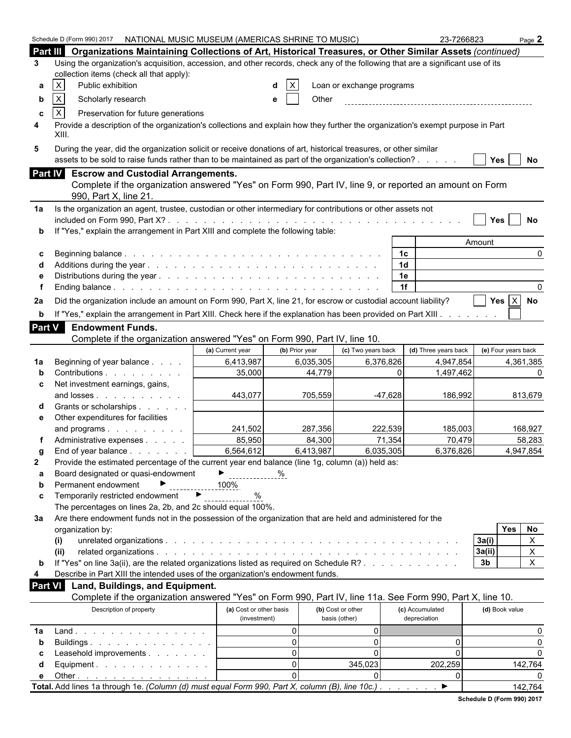Schedule D (Form 990) 2017 NATIONAL MUSIC MUSEUM (AMERICAS SHRINE TO MUSIC) 23-7266823 Page **2**

## Part III Organizations Maintaining Collections of Art, Historical Treasures, or Other Similar Assets *(continued)*

**3** Using the organization's acquisition, accession, and other records, check any of the following that are a significant use of its collection items (check all that apply):

- **a** [X] Public exhibition
- **b** [X] Scholarly research
- **c** [X] Preservation for future generations
- **d** [X] Loan or exchange programs
- **e** [ ] Other

**4** Provide a description of the organization's collections and explain how they further the organization's exempt purpose in Part XIII.

**5** During the year, did the organization solicit or receive donations of art, historical treasures, or other similar assets to be sold to raise funds rather than to be maintained as part of the organization's collection? . . . . . [ ] Yes [ ] No

## Part IV Escrow and Custodial Arrangements.

Complete if the organization answered "Yes" on Form 990, Part IV, line 9, or reported an amount on Form 990, Part X, line 21.

**1a** Is the organization an agent, trustee, custodian or other intermediary for contributions or other assets not included on Form 990, Part X? . . . [ ] Yes [ ] No

**b** If "Yes," explain the arrangement in Part XIII and complete the following table:

| | | | Amount |
|---|---|---|---|
| **c** | Beginning balance | 1c | 0 |
| **d** | Additions during the year | 1d | |
| **e** | Distributions during the year | 1e | |
| **f** | Ending balance | 1f | 0 |

**2a** Did the organization include an amount on Form 990, Part X, line 21, for escrow or custodial account liability? [ ] Yes [X] No

**b** If "Yes," explain the arrangement in Part XIII. Check here if the explanation has been provided on Part XIII . . . . . . . [ ]

## Part V Endowment Funds.

Complete if the organization answered "Yes" on Form 990, Part IV, line 10.

| | | (a) Current year | (b) Prior year | (c) Two years back | (d) Three years back | (e) Four years back |
|---|---|---|---|---|---|---|
| **1a** | Beginning of year balance | 6,413,987 | 6,035,305 | 6,376,826 | 4,947,854 | 4,361,385 |
| **b** | Contributions | 35,000 | 44,779 | 0 | 1,497,462 | 0 |
| **c** | Net investment earnings, gains, and losses | 443,077 | 705,559 | -47,628 | 186,992 | 813,679 |
| **d** | Grants or scholarships | | | | | |
| **e** | Other expenditures for facilities and programs | 241,502 | 287,356 | 222,539 | 185,003 | 168,927 |
| **f** | Administrative expenses | 85,950 | 84,300 | 71,354 | 70,479 | 58,283 |
| **g** | End of year balance | 6,564,612 | 6,413,987 | 6,035,305 | 6,376,826 | 4,947,854 |

**2** Provide the estimated percentage of the current year end balance (line 1g, column (a)) held as:

- **a** Board designated or quasi-endowment ► ______ %
- **b** Permanent endowment ► 100%
- **c** Temporarily restricted endowment ► ______ %

The percentages on lines 2a, 2b, and 2c should equal 100%.

**3a** Are there endowment funds not in the possession of the organization that are held and administered for the organization by:

| | | | Yes | No |
|---|---|---|---|---|
| **(i)** | unrelated organizations | 3a(i) | | X |
| **(ii)** | related organizations | 3a(ii) | | X |
| **b** | If "Yes" on line 3a(ii), are the related organizations listed as required on Schedule R? | 3b | | X |

**4** Describe in Part XIII the intended uses of the organization's endowment funds.

## Part VI Land, Buildings, and Equipment.

Complete if the organization answered "Yes" on Form 990, Part IV, line 11a. See Form 990, Part X, line 10.

| | Description of property | (a) Cost or other basis (investment) | (b) Cost or other basis (other) | (c) Accumulated depreciation | (d) Book value |
|---|---|---|---|---|---|
| **1a** | Land | 0 | 0 | | 0 |
| **b** | Buildings | 0 | 0 | 0 | 0 |
| **c** | Leasehold improvements | 0 | 0 | 0 | 0 |
| **d** | Equipment | 0 | 345,023 | 202,259 | 142,764 |
| **e** | Other | 0 | 0 | 0 | 0 |

**Total.** Add lines 1a through 1e. *(Column (d) must equal Form 990, Part X, column (B), line 10c.)* . . . . . . . ► 142,764

**Schedule D (Form 990) 2017**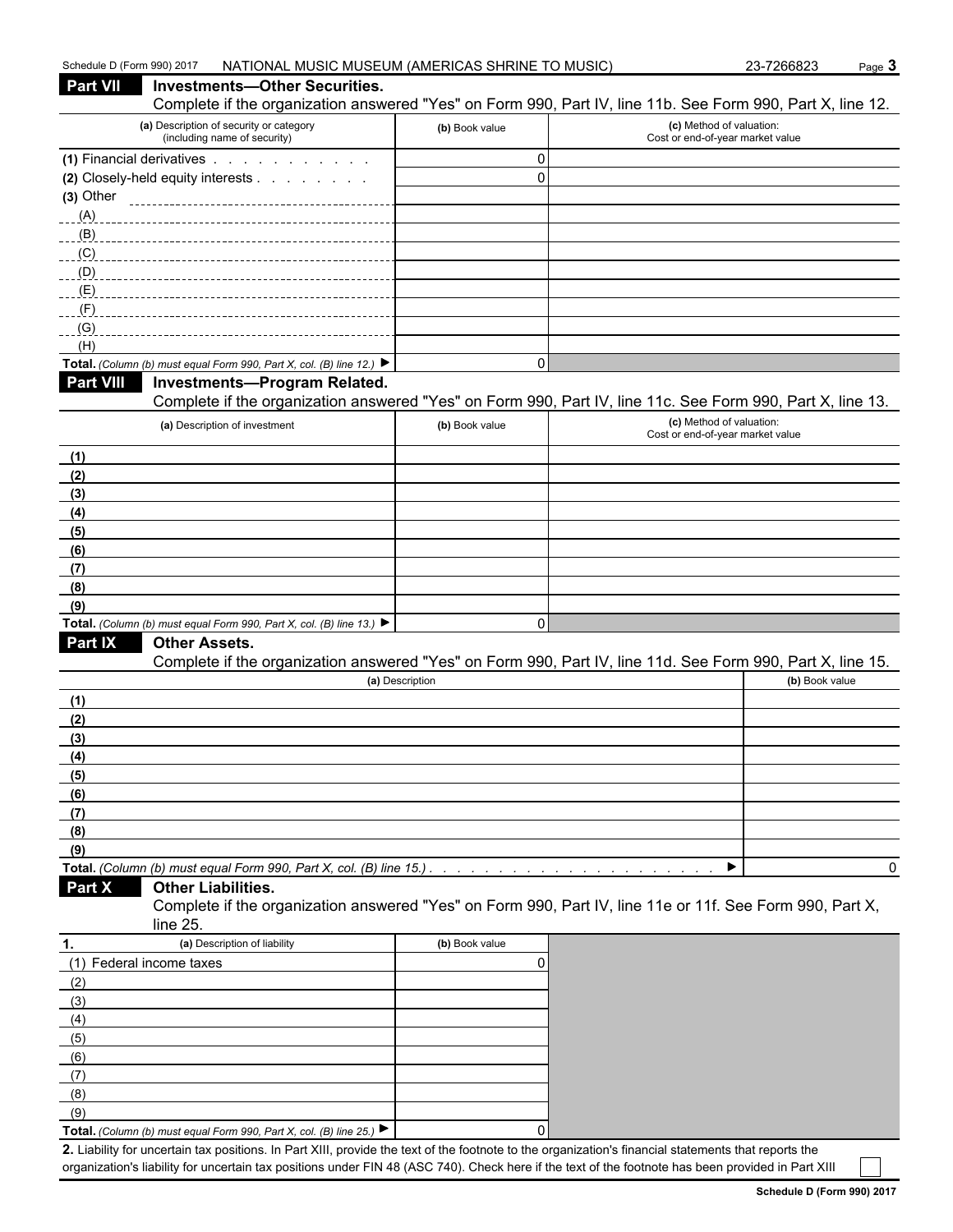## Part VII Investments—Other Securities.

Complete if the organization answered "Yes" on Form 990, Part IV, line 11b. See Form 990, Part X, line 12.

| (a) Description of security or category (including name of security) | (b) Book value | (c) Method of valuation: Cost or end-of-year market value |
|---|---|---|
| (1) Financial derivatives | 0 | |
| (2) Closely-held equity interests | 0 | |
| (3) Other | | |
| (A) | | |
| (B) | | |
| (C) | | |
| (D) | | |
| (E) | | |
| (F) | | |
| (G) | | |
| (H) | | |
| **Total.** *(Column (b) must equal Form 990, Part X, col. (B) line 12.)* ▶ | 0 | |

## Part VIII Investments—Program Related.

Complete if the organization answered "Yes" on Form 990, Part IV, line 11c. See Form 990, Part X, line 13.

| (a) Description of investment | (b) Book value | (c) Method of valuation: Cost or end-of-year market value |
|---|---|---|
| (1) | | |
| (2) | | |
| (3) | | |
| (4) | | |
| (5) | | |
| (6) | | |
| (7) | | |
| (8) | | |
| (9) | | |
| **Total.** *(Column (b) must equal Form 990, Part X, col. (B) line 13.)* ▶ | 0 | |

## Part IX Other Assets.

Complete if the organization answered "Yes" on Form 990, Part IV, line 11d. See Form 990, Part X, line 15.

| (a) Description | (b) Book value |
|---|---|
| (1) | |
| (2) | |
| (3) | |
| (4) | |
| (5) | |
| (6) | |
| (7) | |
| (8) | |
| (9) | |
| **Total.** *(Column (b) must equal Form 990, Part X, col. (B) line 15.)* ▶ | 0 |

## Part X Other Liabilities.

Complete if the organization answered "Yes" on Form 990, Part IV, line 11e or 11f. See Form 990, Part X, line 25.

| 1. (a) Description of liability | (b) Book value |
|---|---|
| (1) Federal income taxes | 0 |
| (2) | |
| (3) | |
| (4) | |
| (5) | |
| (6) | |
| (7) | |
| (8) | |
| (9) | |
| **Total.** *(Column (b) must equal Form 990, Part X, col. (B) line 25.)* ▶ | 0 |

**2.** Liability for uncertain tax positions. In Part XIII, provide the text of the footnote to the organization's financial statements that reports the organization's liability for uncertain tax positions under FIN 48 (ASC 740). Check here if the text of the footnote has been provided in Part XIII ☐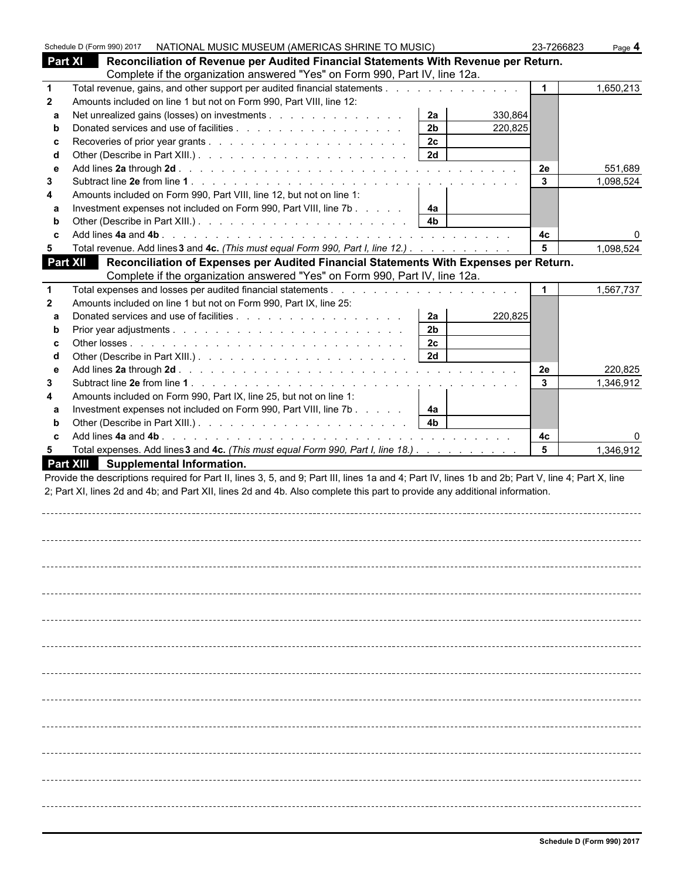Schedule D (Form 990) 2017 NATIONAL MUSIC MUSEUM (AMERICAS SHRINE TO MUSIC) 23-7266823

## Part XI Reconciliation of Revenue per Audited Financial Statements With Revenue per Return.

Complete if the organization answered "Yes" on Form 990, Part IV, line 12a.

| | | | | | |
|---|---|---|---|---|---|
| 1 | Total revenue, gains, and other support per audited financial statements | | | 1 | 1,650,213 |
| 2 | Amounts included on line 1 but not on Form 990, Part VIII, line 12: | | | | |
| a | Net unrealized gains (losses) on investments | 2a | 330,864 | | |
| b | Donated services and use of facilities | 2b | 220,825 | | |
| c | Recoveries of prior year grants | 2c | | | |
| d | Other (Describe in Part XIII.) | 2d | | | |
| e | Add lines **2a** through **2d** | | | 2e | 551,689 |
| 3 | Subtract line **2e** from line **1** | | | 3 | 1,098,524 |
| 4 | Amounts included on Form 990, Part VIII, line 12, but not on line 1: | | | | |
| a | Investment expenses not included on Form 990, Part VIII, line 7b | 4a | | | |
| b | Other (Describe in Part XIII.) | 4b | | | |
| c | Add lines **4a** and **4b** | | | 4c | 0 |
| 5 | Total revenue. Add lines **3** and **4c.** *(This must equal Form 990, Part I, line 12.)* | | | 5 | 1,098,524 |

## Part XII Reconciliation of Expenses per Audited Financial Statements With Expenses per Return.

Complete if the organization answered "Yes" on Form 990, Part IV, line 12a.

| | | | | | |
|---|---|---|---|---|---|
| 1 | Total expenses and losses per audited financial statements | | | 1 | 1,567,737 |
| 2 | Amounts included on line 1 but not on Form 990, Part IX, line 25: | | | | |
| a | Donated services and use of facilities | 2a | 220,825 | | |
| b | Prior year adjustments | 2b | | | |
| c | Other losses | 2c | | | |
| d | Other (Describe in Part XIII.) | 2d | | | |
| e | Add lines **2a** through **2d** | | | 2e | 220,825 |
| 3 | Subtract line **2e** from line **1** | | | 3 | 1,346,912 |
| 4 | Amounts included on Form 990, Part IX, line 25, but not on line 1: | | | | |
| a | Investment expenses not included on Form 990, Part VIII, line 7b | 4a | | | |
| b | Other (Describe in Part XIII.) | 4b | | | |
| c | Add lines **4a** and **4b** | | | 4c | 0 |
| 5 | Total expenses. Add lines **3** and **4c.** *(This must equal Form 990, Part I, line 18.)* | | | 5 | 1,346,912 |

## Part XIII Supplemental Information.

Provide the descriptions required for Part II, lines 3, 5, and 9; Part III, lines 1a and 4; Part IV, lines 1b and 2b; Part V, line 4; Part X, line 2; Part XI, lines 2d and 4b; and Part XII, lines 2d and 4b. Also complete this part to provide any additional information.

**Schedule D (Form 990) 2017**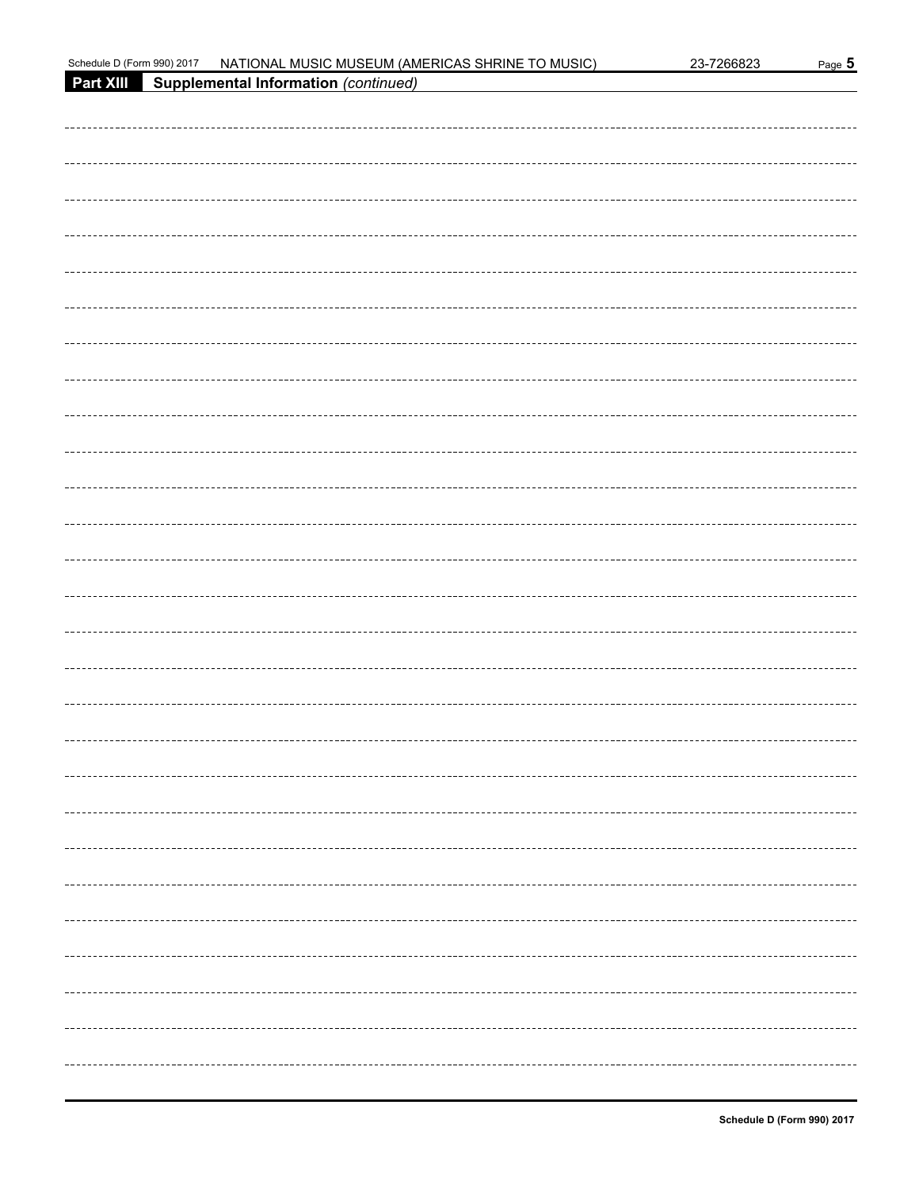**Part XIII Supplemental Information** *(continued)*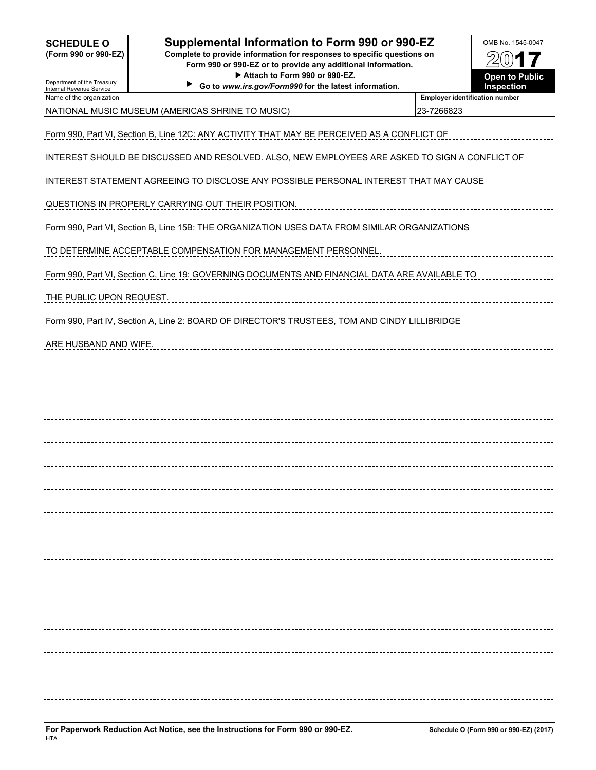**SCHEDULE O**
**(Form 990 or 990-EZ)**

Department of the Treasury
Internal Revenue Service

# Supplemental Information to Form 990 or 990-EZ

**Complete to provide information for responses to specific questions on Form 990 or 990-EZ or to provide any additional information.**
**▶ Attach to Form 990 or 990-EZ.**
**▶ Go to *www.irs.gov/Form990* for the latest information.**

OMB No. 1545-0047

**2017**

**Open to Public Inspection**

| Name of the organization | Employer identification number |
|---|---|
| NATIONAL MUSIC MUSEUM (AMERICAS SHRINE TO MUSIC) | 23-7266823 |

Form 990, Part VI, Section B, Line 12C: ANY ACTIVITY THAT MAY BE PERCEIVED AS A CONFLICT OF INTEREST SHOULD BE DISCUSSED AND RESOLVED. ALSO, NEW EMPLOYEES ARE ASKED TO SIGN A CONFLICT OF INTEREST STATEMENT AGREEING TO DISCLOSE ANY POSSIBLE PERSONAL INTEREST THAT MAY CAUSE QUESTIONS IN PROPERLY CARRYING OUT THEIR POSITION.

Form 990, Part VI, Section B, Line 15B: THE ORGANIZATION USES DATA FROM SIMILAR ORGANIZATIONS TO DETERMINE ACCEPTABLE COMPENSATION FOR MANAGEMENT PERSONNEL.

Form 990, Part VI, Section C, Line 19: GOVERNING DOCUMENTS AND FINANCIAL DATA ARE AVAILABLE TO THE PUBLIC UPON REQUEST.

Form 990, Part IV, Section A, Line 2: BOARD OF DIRECTOR'S TRUSTEES, TOM AND CINDY LILLIBRIDGE ARE HUSBAND AND WIFE.

**For Paperwork Reduction Act Notice, see the Instructions for Form 990 or 990-EZ.**
HTA

**Schedule O (Form 990 or 990-EZ) (2017)**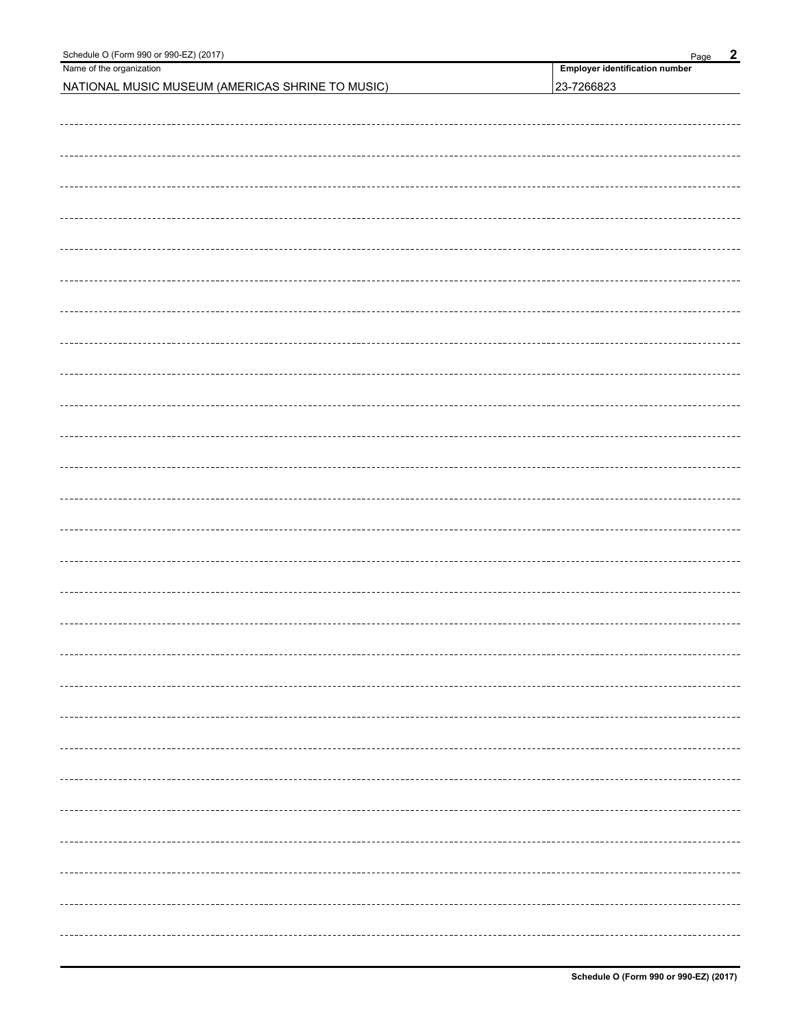Name of the organization

NATIONAL MUSIC MUSEUM (AMERICAS SHRINE TO MUSIC)

**Employer identification number**

23-7266823